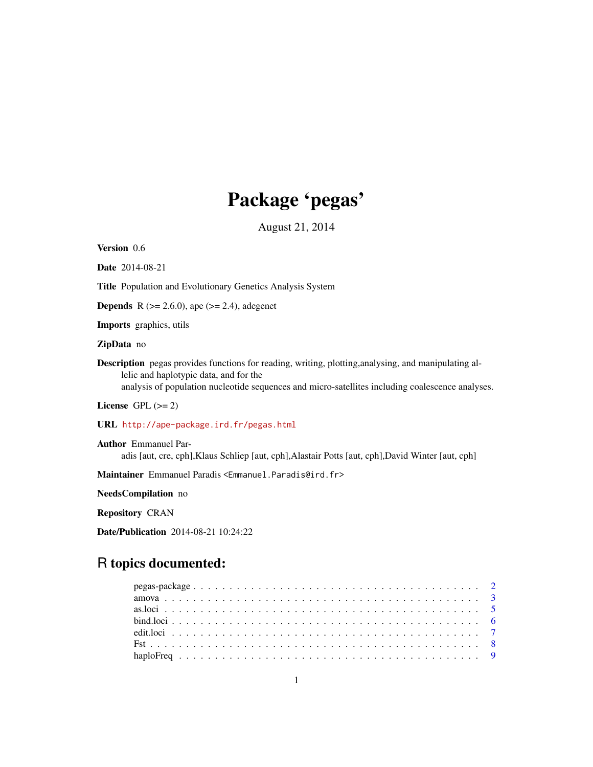# Package 'pegas'

August 21, 2014

**Version** 0.6

**Date** 2014-08-21

**Title** Population and Evolutionary Genetics Analysis System

**Depends** R (>= 2.6.0), ape (>= 2.4), adegenet

**Imports** graphics, utils

**ZipData** no

**Description** pegas provides functions for reading, writing, plotting,analysing, and manipulating allelic and haplotypic data, and for the analysis of population nucleotide sequences and micro-satellites including coalescence analyses.

**License** GPL (>= 2)

**URL** http://ape-package.ird.fr/pegas.html

**Author** Emmanuel Paradis [aut, cre, cph],Klaus Schliep [aut, cph],Alastair Potts [aut, cph],David Winter [aut, cph]

**Maintainer** Emmanuel Paradis <Emmanuel.Paradis@ird.fr>

**NeedsCompilation** no

**Repository** CRAN

**Date/Publication** 2014-08-21 10:24:22

## R topics documented:

- pegas-package . . . . . . . . . . . . . . . . . . . . . . . . . . . . . . . . . . . . 2
- amova . . . . . . . . . . . . . . . . . . . . . . . . . . . . . . . . . . . . . . . . . 3
- as.loci . . . . . . . . . . . . . . . . . . . . . . . . . . . . . . . . . . . . . . . . . 5
- bind.loci . . . . . . . . . . . . . . . . . . . . . . . . . . . . . . . . . . . . . . . . 6
- edit.loci . . . . . . . . . . . . . . . . . . . . . . . . . . . . . . . . . . . . . . . . 7
- Fst . . . . . . . . . . . . . . . . . . . . . . . . . . . . . . . . . . . . . . . . . . . 8
- haploFreq . . . . . . . . . . . . . . . . . . . . . . . . . . . . . . . . . . . . . . . 9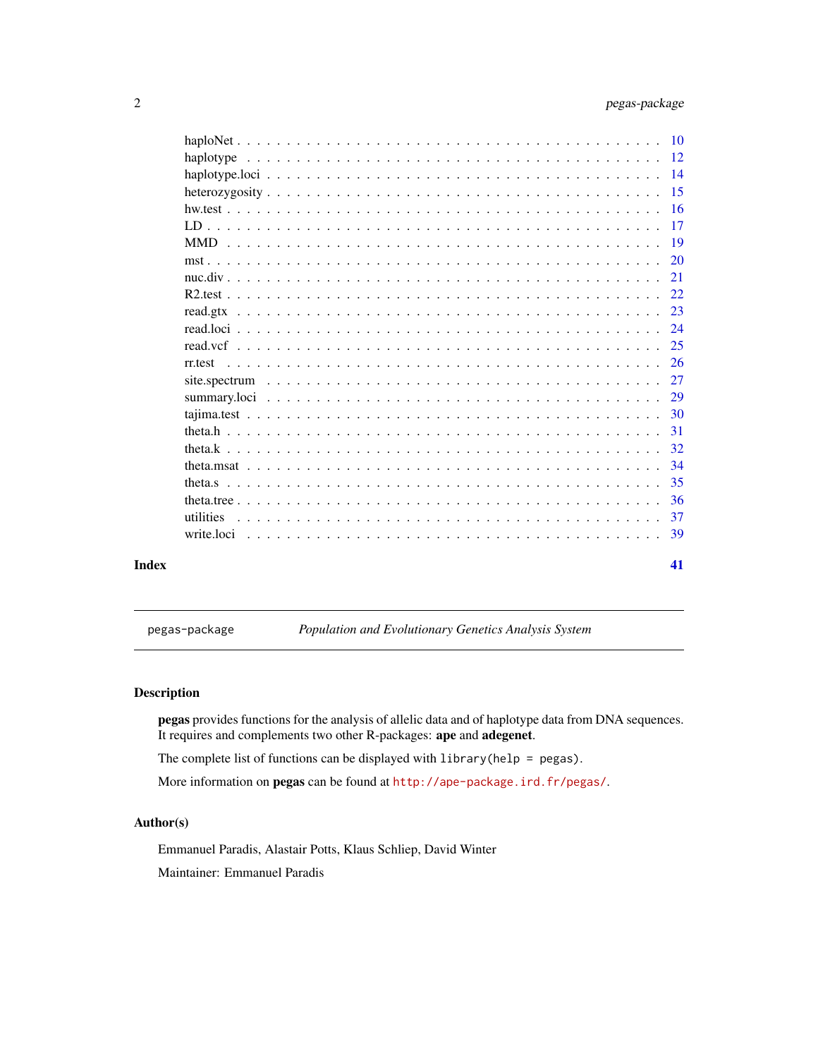haploNet . . . . . . . . . . . . . . . . . . . . . . . . . . . . . . . . . . . . . . . . 10
haplotype . . . . . . . . . . . . . . . . . . . . . . . . . . . . . . . . . . . . . . . 12
haplotype.loci . . . . . . . . . . . . . . . . . . . . . . . . . . . . . . . . . . . . . 14
heterozygosity . . . . . . . . . . . . . . . . . . . . . . . . . . . . . . . . . . . . . 15
hw.test . . . . . . . . . . . . . . . . . . . . . . . . . . . . . . . . . . . . . . . . 16
LD . . . . . . . . . . . . . . . . . . . . . . . . . . . . . . . . . . . . . . . . . . . 17
MMD . . . . . . . . . . . . . . . . . . . . . . . . . . . . . . . . . . . . . . . . . 19
mst . . . . . . . . . . . . . . . . . . . . . . . . . . . . . . . . . . . . . . . . . . 20
nuc.div . . . . . . . . . . . . . . . . . . . . . . . . . . . . . . . . . . . . . . . . 21
R2.test . . . . . . . . . . . . . . . . . . . . . . . . . . . . . . . . . . . . . . . . 22
read.gtx . . . . . . . . . . . . . . . . . . . . . . . . . . . . . . . . . . . . . . . 23
read.loci . . . . . . . . . . . . . . . . . . . . . . . . . . . . . . . . . . . . . . . 24
read.vcf . . . . . . . . . . . . . . . . . . . . . . . . . . . . . . . . . . . . . . . 25
rr.test . . . . . . . . . . . . . . . . . . . . . . . . . . . . . . . . . . . . . . . . 26
site.spectrum . . . . . . . . . . . . . . . . . . . . . . . . . . . . . . . . . . . . . 27
summary.loci . . . . . . . . . . . . . . . . . . . . . . . . . . . . . . . . . . . . . 29
tajima.test . . . . . . . . . . . . . . . . . . . . . . . . . . . . . . . . . . . . . . 30
theta.h . . . . . . . . . . . . . . . . . . . . . . . . . . . . . . . . . . . . . . . . 31
theta.k . . . . . . . . . . . . . . . . . . . . . . . . . . . . . . . . . . . . . . . . 32
theta.msat . . . . . . . . . . . . . . . . . . . . . . . . . . . . . . . . . . . . . . 34
theta.s . . . . . . . . . . . . . . . . . . . . . . . . . . . . . . . . . . . . . . . . 35
theta.tree . . . . . . . . . . . . . . . . . . . . . . . . . . . . . . . . . . . . . . . 36
utilities . . . . . . . . . . . . . . . . . . . . . . . . . . . . . . . . . . . . . . . 37
write.loci . . . . . . . . . . . . . . . . . . . . . . . . . . . . . . . . . . . . . . 39

**Index** **41**

---

`pegas-package` *Population and Evolutionary Genetics Analysis System*

---

## Description

**pegas** provides functions for the analysis of allelic data and of haplotype data from DNA sequences. It requires and complements two other R-packages: **ape** and **adegenet**.

The complete list of functions can be displayed with `library(help = pegas)`.

More information on **pegas** can be found at `http://ape-package.ird.fr/pegas/`.

## Author(s)

Emmanuel Paradis, Alastair Potts, Klaus Schliep, David Winter

Maintainer: Emmanuel Paradis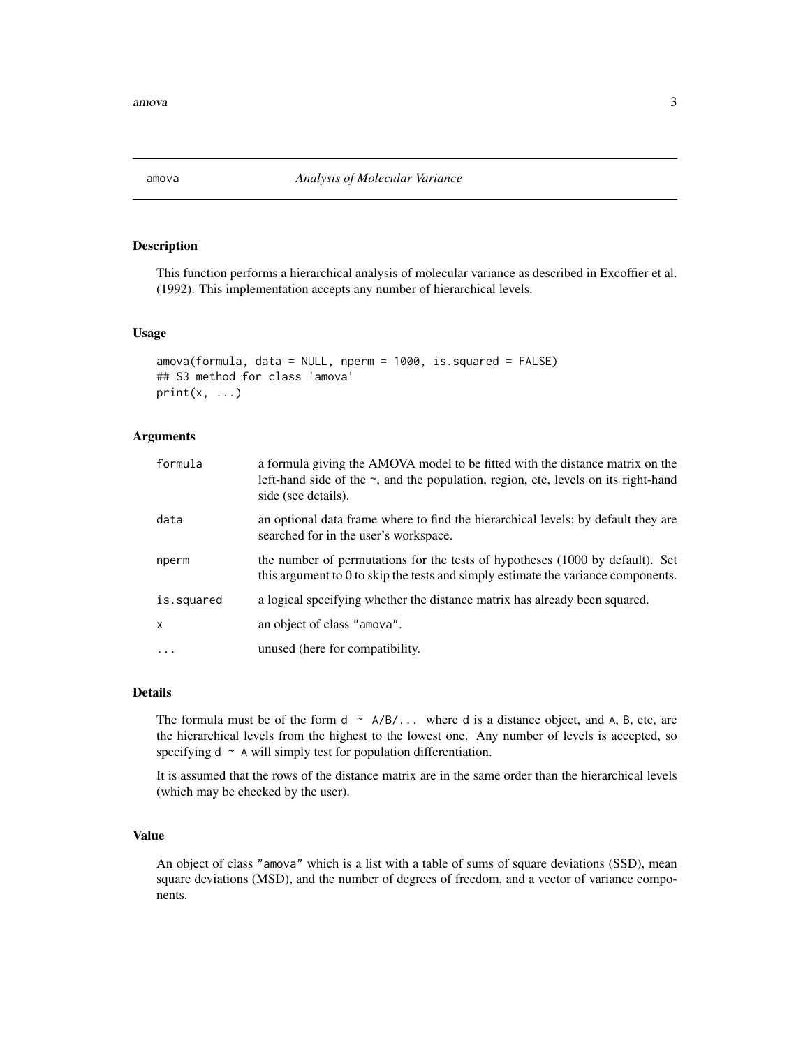# amova — *Analysis of Molecular Variance*

## Description

This function performs a hierarchical analysis of molecular variance as described in Excoffier et al. (1992). This implementation accepts any number of hierarchical levels.

## Usage

```
amova(formula, data = NULL, nperm = 1000, is.squared = FALSE)
## S3 method for class 'amova'
print(x, ...)
```

## Arguments

| | |
|---|---|
| `formula` | a formula giving the AMOVA model to be fitted with the distance matrix on the left-hand side of the ~, and the population, region, etc, levels on its right-hand side (see details). |
| `data` | an optional data frame where to find the hierarchical levels; by default they are searched for in the user's workspace. |
| `nperm` | the number of permutations for the tests of hypotheses (1000 by default). Set this argument to 0 to skip the tests and simply estimate the variance components. |
| `is.squared` | a logical specifying whether the distance matrix has already been squared. |
| `x` | an object of class `"amova"`. |
| `...` | unused (here for compatibility. |

## Details

The formula must be of the form `d ~ A/B/...` where `d` is a distance object, and `A`, `B`, etc, are the hierarchical levels from the highest to the lowest one. Any number of levels is accepted, so specifying `d ~ A` will simply test for population differentiation.

It is assumed that the rows of the distance matrix are in the same order than the hierarchical levels (which may be checked by the user).

## Value

An object of class `"amova"` which is a list with a table of sums of square deviations (SSD), mean square deviations (MSD), and the number of degrees of freedom, and a vector of variance components.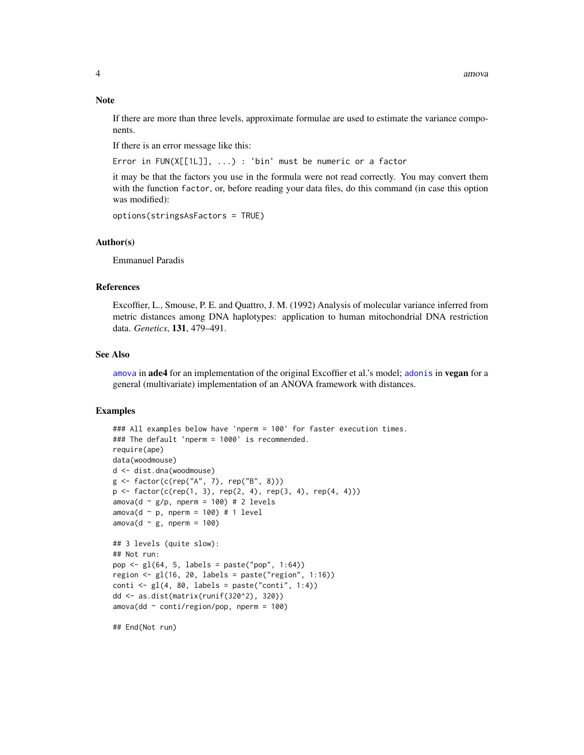## Note

If there are more than three levels, approximate formulae are used to estimate the variance components.

If there is an error message like this:

```
Error in FUN(X[[1L]], ...) : 'bin' must be numeric or a factor
```

it may be that the factors you use in the formula were not read correctly. You may convert them with the function `factor`, or, before reading your data files, do this command (in case this option was modified):

```
options(stringsAsFactors = TRUE)
```

## Author(s)

Emmanuel Paradis

## References

Excoffier, L., Smouse, P. E. and Quattro, J. M. (1992) Analysis of molecular variance inferred from metric distances among DNA haplotypes: application to human mitochondrial DNA restriction data. *Genetics*, **131**, 479–491.

## See Also

`amova` in **ade4** for an implementation of the original Excoffier et al.'s model; `adonis` in **vegan** for a general (multivariate) implementation of an ANOVA framework with distances.

## Examples

```
### All examples below have 'nperm = 100' for faster execution times.
### The default 'nperm = 1000' is recommended.
require(ape)
data(woodmouse)
d <- dist.dna(woodmouse)
g <- factor(c(rep("A", 7), rep("B", 8)))
p <- factor(c(rep(1, 3), rep(2, 4), rep(3, 4), rep(4, 4)))
amova(d ~ g/p, nperm = 100) # 2 levels
amova(d ~ p, nperm = 100) # 1 level
amova(d ~ g, nperm = 100)

## 3 levels (quite slow):
## Not run:
pop <- gl(64, 5, labels = paste("pop", 1:64))
region <- gl(16, 20, labels = paste("region", 1:16))
conti <- gl(4, 80, labels = paste("conti", 1:4))
dd <- as.dist(matrix(runif(320^2), 320))
amova(dd ~ conti/region/pop, nperm = 100)

## End(Not run)
```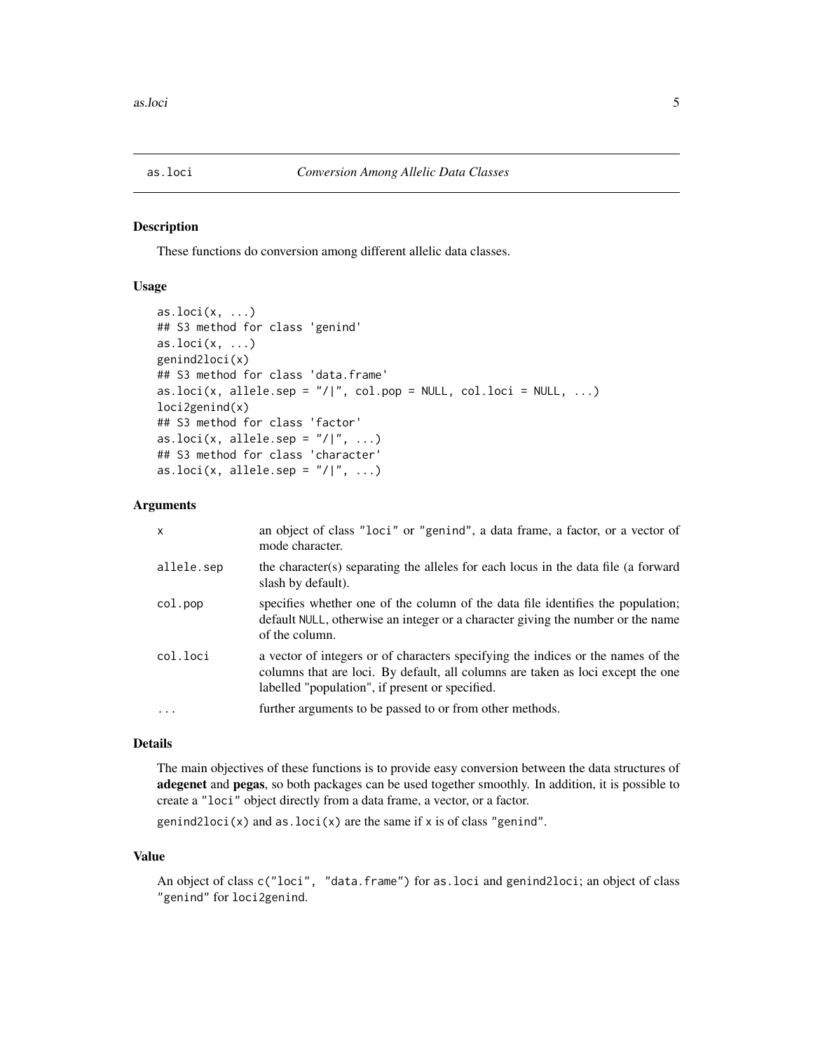as.loci *Conversion Among Allelic Data Classes*

## Description

These functions do conversion among different allelic data classes.

## Usage

```
as.loci(x, ...)
## S3 method for class 'genind'
as.loci(x, ...)
genind2loci(x)
## S3 method for class 'data.frame'
as.loci(x, allele.sep = "/|", col.pop = NULL, col.loci = NULL, ...)
loci2genind(x)
## S3 method for class 'factor'
as.loci(x, allele.sep = "/|", ...)
## S3 method for class 'character'
as.loci(x, allele.sep = "/|", ...)
```

## Arguments

| | |
|---|---|
| `x` | an object of class "loci" or "genind", a data frame, a factor, or a vector of mode character. |
| `allele.sep` | the character(s) separating the alleles for each locus in the data file (a forward slash by default). |
| `col.pop` | specifies whether one of the column of the data file identifies the population; default `NULL`, otherwise an integer or a character giving the number or the name of the column. |
| `col.loci` | a vector of integers or of characters specifying the indices or the names of the columns that are loci. By default, all columns are taken as loci except the one labelled "population", if present or specified. |
| `...` | further arguments to be passed to or from other methods. |

## Details

The main objectives of these functions is to provide easy conversion between the data structures of **adegenet** and **pegas**, so both packages can be used together smoothly. In addition, it is possible to create a "loci" object directly from a data frame, a vector, or a factor.

`genind2loci(x)` and `as.loci(x)` are the same if `x` is of class "genind".

## Value

An object of class `c("loci", "data.frame")` for `as.loci` and `genind2loci`; an object of class "genind" for `loci2genind`.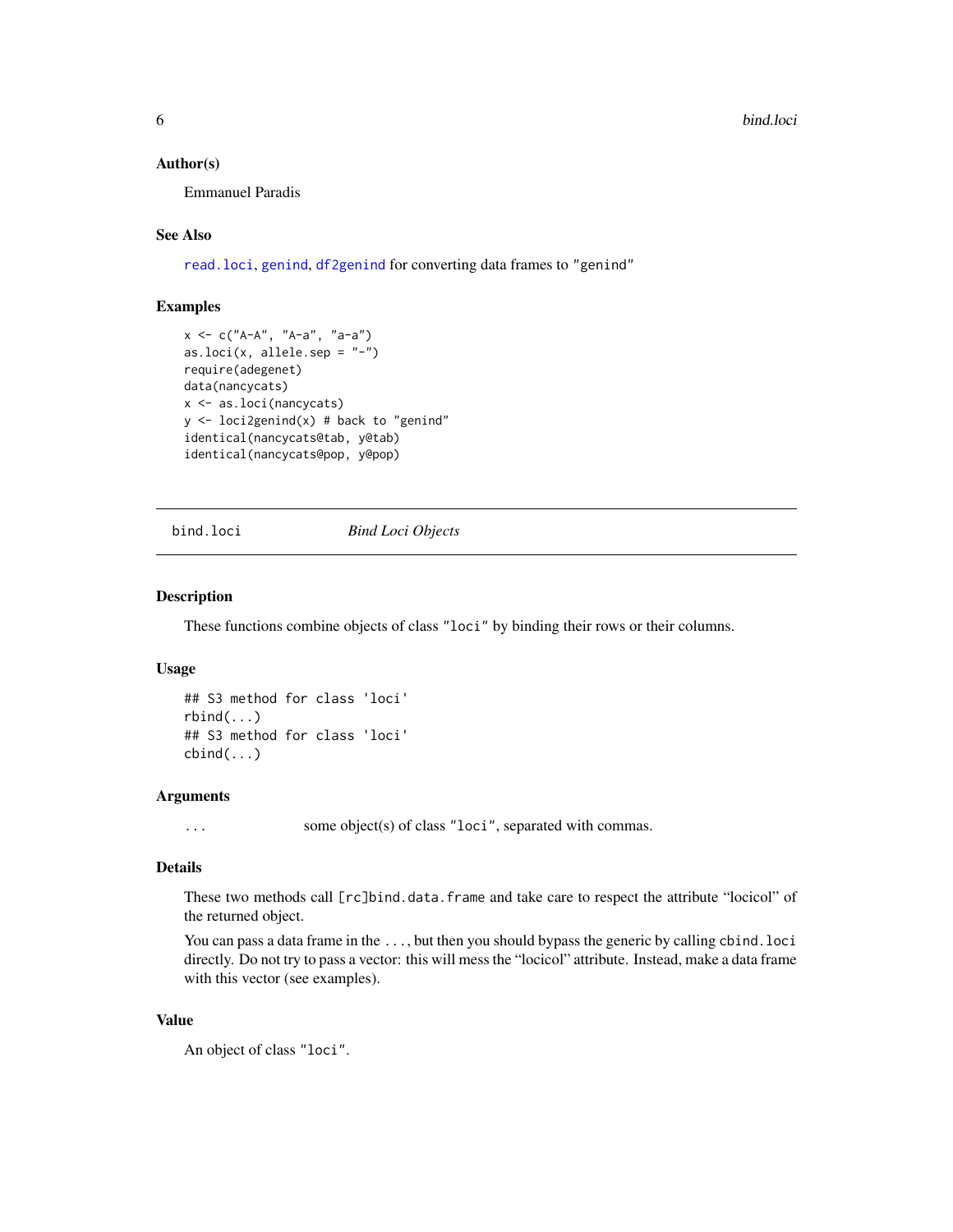### Author(s)

Emmanuel Paradis

### See Also

read.loci, genind, df2genind for converting data frames to "genind"

### Examples

```
x <- c("A-A", "A-a", "a-a")
as.loci(x, allele.sep = "-")
require(adegenet)
data(nancycats)
x <- as.loci(nancycats)
y <- loci2genind(x) # back to "genind"
identical(nancycats@tab, y@tab)
identical(nancycats@pop, y@pop)
```

---

## bind.loci *Bind Loci Objects*

---

### Description

These functions combine objects of class "loci" by binding their rows or their columns.

### Usage

```
## S3 method for class 'loci'
rbind(...)
## S3 method for class 'loci'
cbind(...)
```

### Arguments

| | |
|---|---|
| ... | some object(s) of class "loci", separated with commas. |

### Details

These two methods call [rc]bind.data.frame and take care to respect the attribute "locicol" of the returned object.

You can pass a data frame in the ..., but then you should bypass the generic by calling cbind.loci directly. Do not try to pass a vector: this will mess the "locicol" attribute. Instead, make a data frame with this vector (see examples).

### Value

An object of class "loci".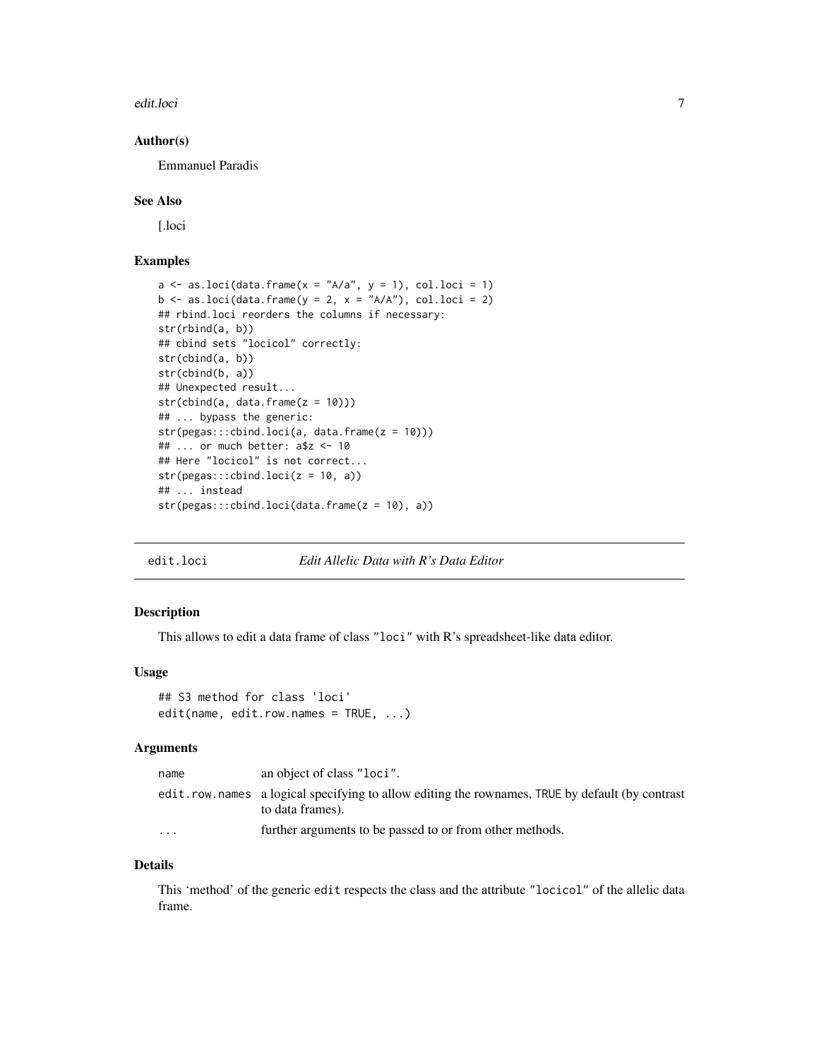### Author(s)

Emmanuel Paradis

### See Also

[.loci

### Examples

```
a <- as.loci(data.frame(x = "A/a", y = 1), col.loci = 1)
b <- as.loci(data.frame(y = 2, x = "A/A"), col.loci = 2)
## rbind.loci reorders the columns if necessary:
str(rbind(a, b))
## cbind sets "locicol" correctly:
str(cbind(a, b))
str(cbind(b, a))
## Unexpected result...
str(cbind(a, data.frame(z = 10)))
## ... bypass the generic:
str(pegas:::cbind.loci(a, data.frame(z = 10)))
## ... or much better: a$z <- 10
## Here "locicol" is not correct...
str(pegas:::cbind.loci(z = 10, a))
## ... instead
str(pegas:::cbind.loci(data.frame(z = 10), a))
```

---

## edit.loci *Edit Allelic Data with R's Data Editor*

---

### Description

This allows to edit a data frame of class "loci" with R's spreadsheet-like data editor.

### Usage

```
## S3 method for class 'loci'
edit(name, edit.row.names = TRUE, ...)
```

### Arguments

| | |
|---|---|
| name | an object of class "loci". |
| edit.row.names | a logical specifying to allow editing the rownames, TRUE by default (by contrast to data frames). |
| ... | further arguments to be passed to or from other methods. |

### Details

This 'method' of the generic edit respects the class and the attribute "locicol" of the allelic data frame.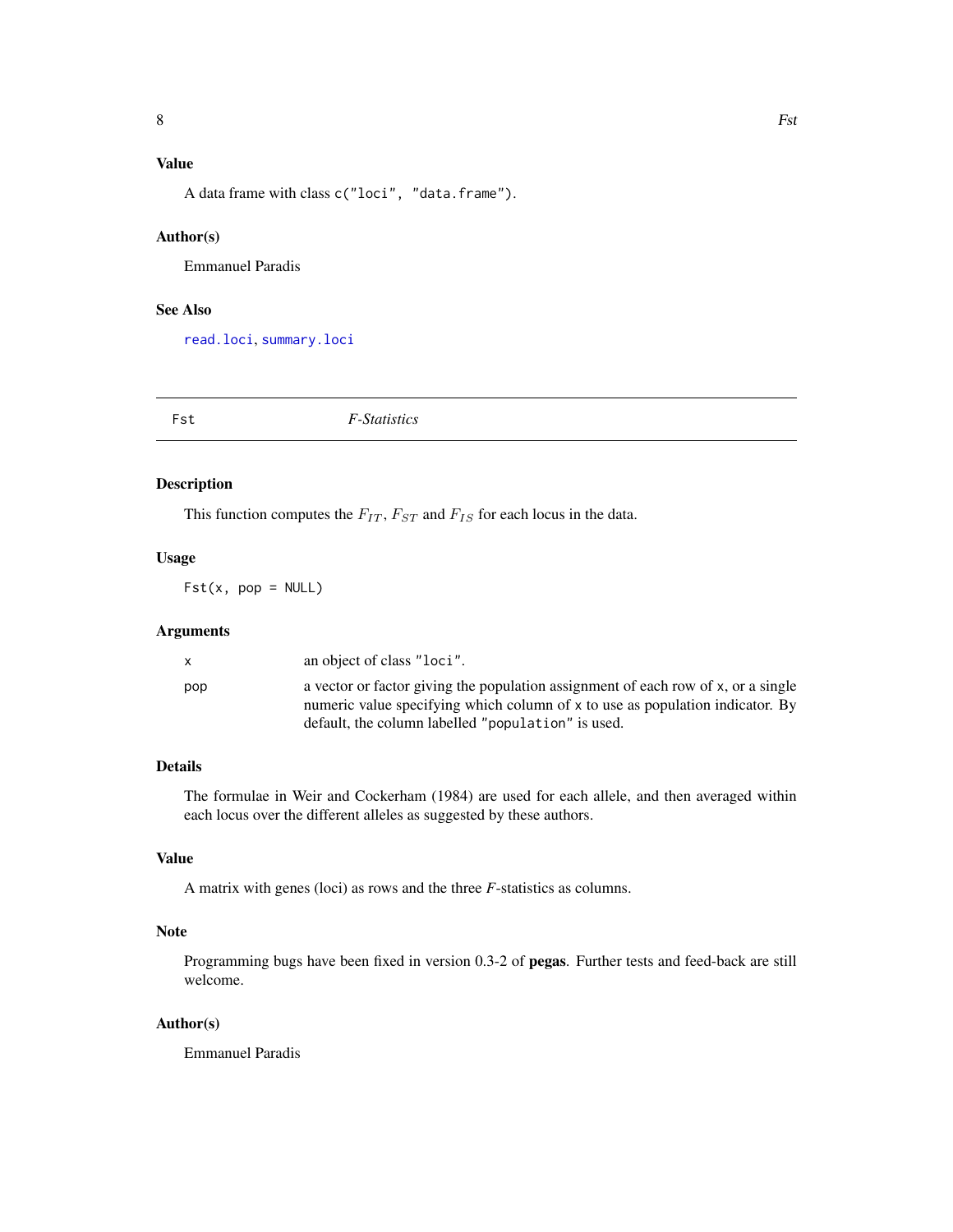## Value

A data frame with class `c("loci", "data.frame")`.

## Author(s)

Emmanuel Paradis

## See Also

`read.loci`, `summary.loci`

---

# Fst — *F-Statistics*

---

## Description

This function computes the $F_{IT}$, $F_{ST}$ and $F_{IS}$ for each locus in the data.

## Usage

```
Fst(x, pop = NULL)
```

## Arguments

| | |
|---|---|
| `x` | an object of class `"loci"`. |
| `pop` | a vector or factor giving the population assignment of each row of `x`, or a single numeric value specifying which column of `x` to use as population indicator. By default, the column labelled `"population"` is used. |

## Details

The formulae in Weir and Cockerham (1984) are used for each allele, and then averaged within each locus over the different alleles as suggested by these authors.

## Value

A matrix with genes (loci) as rows and the three $F$-statistics as columns.

## Note

Programming bugs have been fixed in version 0.3-2 of **pegas**. Further tests and feed-back are still welcome.

## Author(s)

Emmanuel Paradis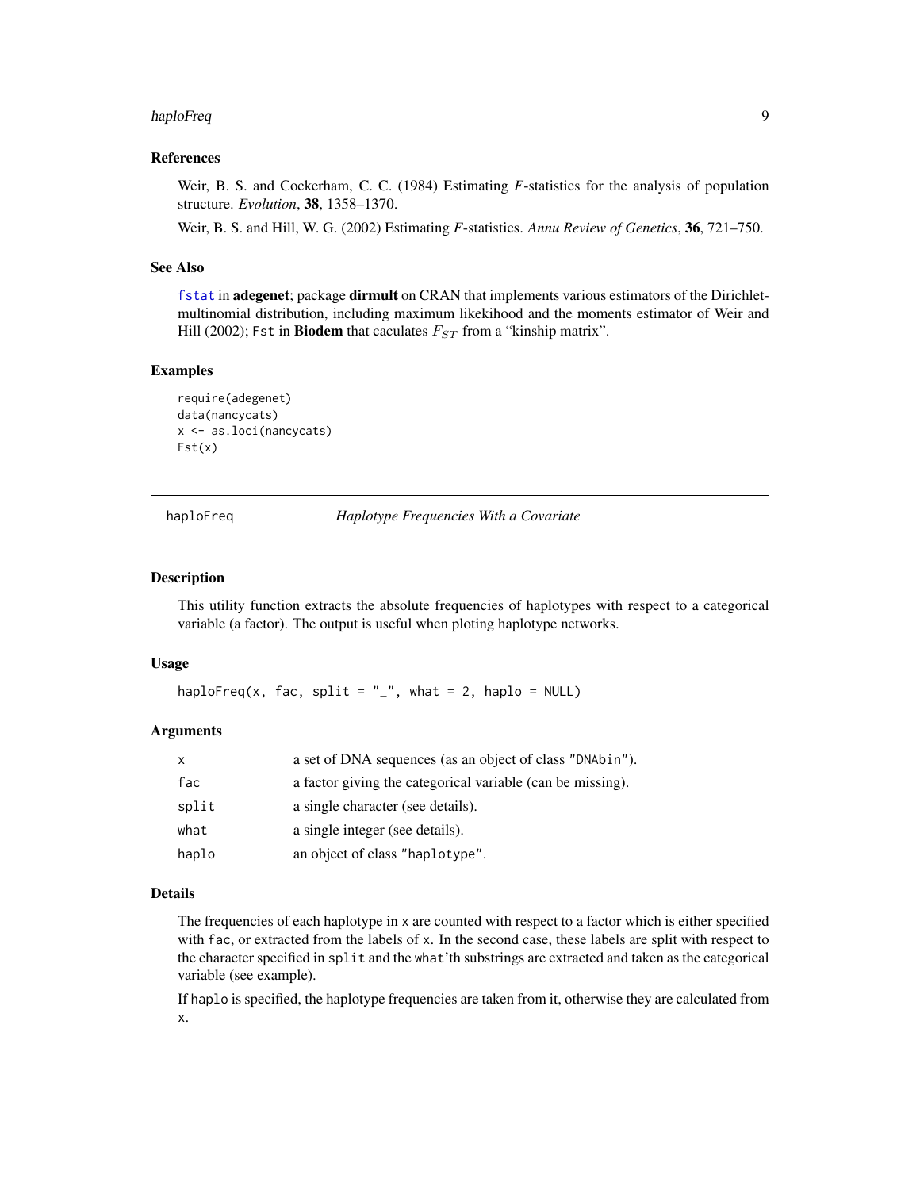### References

Weir, B. S. and Cockerham, C. C. (1984) Estimating *F*-statistics for the analysis of population structure. *Evolution*, **38**, 1358–1370.

Weir, B. S. and Hill, W. G. (2002) Estimating *F*-statistics. *Annu Review of Genetics*, **36**, 721–750.

### See Also

`fstat` in **adegenet**; package **dirmult** on CRAN that implements various estimators of the Dirichlet-multinomial distribution, including maximum likekihood and the moments estimator of Weir and Hill (2002); `Fst` in **Biodem** that caculates $F_{ST}$ from a "kinship matrix".

### Examples

```
require(adegenet)
data(nancycats)
x <- as.loci(nancycats)
Fst(x)
```

---

## haploFreq — *Haplotype Frequencies With a Covariate*

---

### Description

This utility function extracts the absolute frequencies of haplotypes with respect to a categorical variable (a factor). The output is useful when ploting haplotype networks.

### Usage

```
haploFreq(x, fac, split = "_", what = 2, haplo = NULL)
```

### Arguments

| | |
|---|---|
| `x` | a set of DNA sequences (as an object of class `"DNAbin"`). |
| `fac` | a factor giving the categorical variable (can be missing). |
| `split` | a single character (see details). |
| `what` | a single integer (see details). |
| `haplo` | an object of class `"haplotype"`. |

### Details

The frequencies of each haplotype in `x` are counted with respect to a factor which is either specified with `fac`, or extracted from the labels of `x`. In the second case, these labels are split with respect to the character specified in `split` and the `what`'th substrings are extracted and taken as the categorical variable (see example).

If `haplo` is specified, the haplotype frequencies are taken from it, otherwise they are calculated from `x`.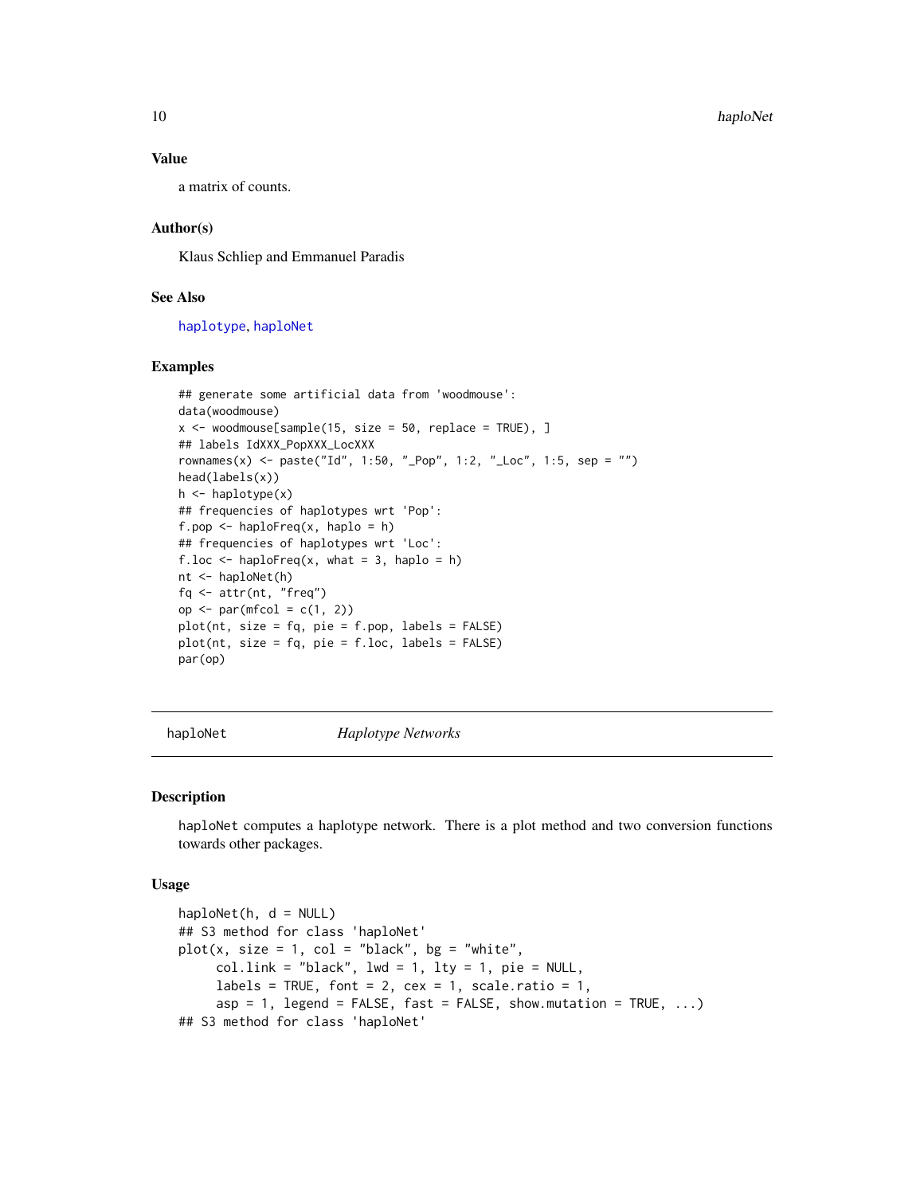### Value

a matrix of counts.

### Author(s)

Klaus Schliep and Emmanuel Paradis

### See Also

haplotype, haploNet

### Examples

```
## generate some artificial data from 'woodmouse':
data(woodmouse)
x <- woodmouse[sample(15, size = 50, replace = TRUE), ]
## labels IdXXX_PopXXX_LocXXX
rownames(x) <- paste("Id", 1:50, "_Pop", 1:2, "_Loc", 1:5, sep = "")
head(labels(x))
h <- haplotype(x)
## frequencies of haplotypes wrt 'Pop':
f.pop <- haploFreq(x, haplo = h)
## frequencies of haplotypes wrt 'Loc':
f.loc <- haploFreq(x, what = 3, haplo = h)
nt <- haploNet(h)
fq <- attr(nt, "freq")
op <- par(mfcol = c(1, 2))
plot(nt, size = fq, pie = f.pop, labels = FALSE)
plot(nt, size = fq, pie = f.loc, labels = FALSE)
par(op)
```

---

## haploNet *Haplotype Networks*

---

### Description

haploNet computes a haplotype network. There is a plot method and two conversion functions towards other packages.

### Usage

```
haploNet(h, d = NULL)
## S3 method for class 'haploNet'
plot(x, size = 1, col = "black", bg = "white",
     col.link = "black", lwd = 1, lty = 1, pie = NULL,
     labels = TRUE, font = 2, cex = 1, scale.ratio = 1,
     asp = 1, legend = FALSE, fast = FALSE, show.mutation = TRUE, ...)
## S3 method for class 'haploNet'
```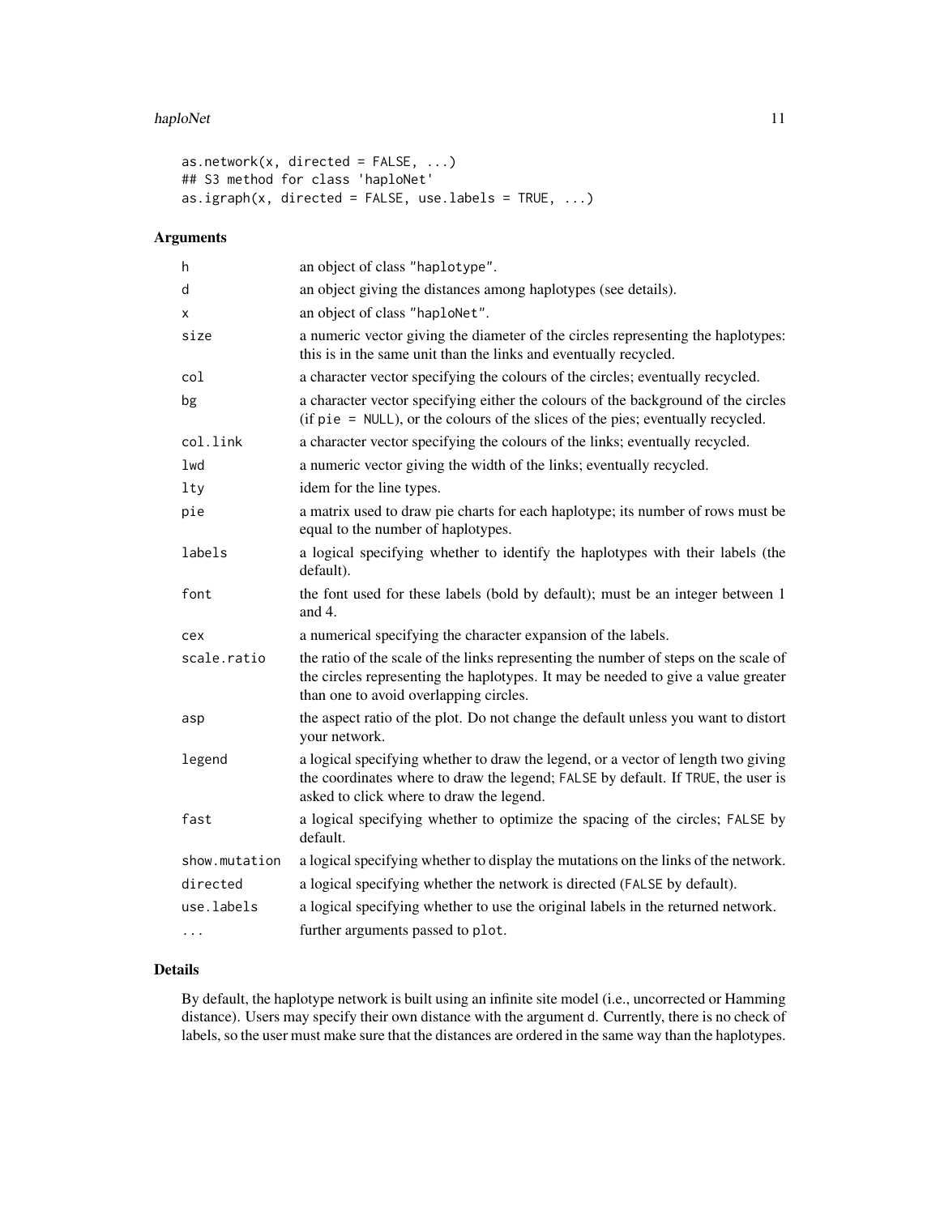```
as.network(x, directed = FALSE, ...)
## S3 method for class 'haploNet'
as.igraph(x, directed = FALSE, use.labels = TRUE, ...)
```

## Arguments

| | |
|---|---|
| h | an object of class "haplotype". |
| d | an object giving the distances among haplotypes (see details). |
| x | an object of class "haploNet". |
| size | a numeric vector giving the diameter of the circles representing the haplotypes: this is in the same unit than the links and eventually recycled. |
| col | a character vector specifying the colours of the circles; eventually recycled. |
| bg | a character vector specifying either the colours of the background of the circles (if `pie = NULL`), or the colours of the slices of the pies; eventually recycled. |
| col.link | a character vector specifying the colours of the links; eventually recycled. |
| lwd | a numeric vector giving the width of the links; eventually recycled. |
| lty | idem for the line types. |
| pie | a matrix used to draw pie charts for each haplotype; its number of rows must be equal to the number of haplotypes. |
| labels | a logical specifying whether to identify the haplotypes with their labels (the default). |
| font | the font used for these labels (bold by default); must be an integer between 1 and 4. |
| cex | a numerical specifying the character expansion of the labels. |
| scale.ratio | the ratio of the scale of the links representing the number of steps on the scale of the circles representing the haplotypes. It may be needed to give a value greater than one to avoid overlapping circles. |
| asp | the aspect ratio of the plot. Do not change the default unless you want to distort your network. |
| legend | a logical specifying whether to draw the legend, or a vector of length two giving the coordinates where to draw the legend; FALSE by default. If TRUE, the user is asked to click where to draw the legend. |
| fast | a logical specifying whether to optimize the spacing of the circles; FALSE by default. |
| show.mutation | a logical specifying whether to display the mutations on the links of the network. |
| directed | a logical specifying whether the network is directed (FALSE by default). |
| use.labels | a logical specifying whether to use the original labels in the returned network. |
| ... | further arguments passed to `plot`. |

## Details

By default, the haplotype network is built using an infinite site model (i.e., uncorrected or Hamming distance). Users may specify their own distance with the argument `d`. Currently, there is no check of labels, so the user must make sure that the distances are ordered in the same way than the haplotypes.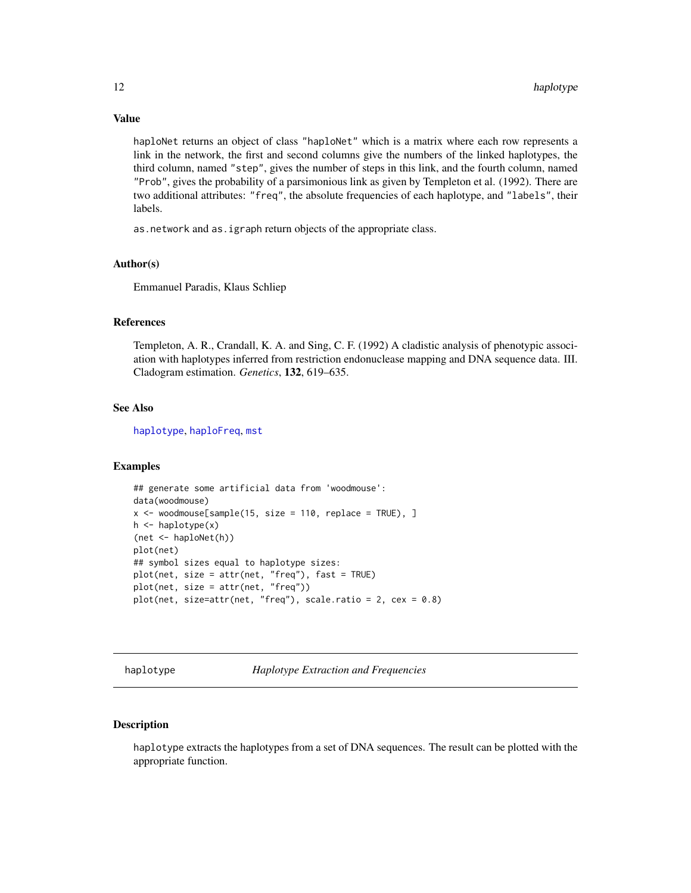### Value

`haploNet` returns an object of class `"haploNet"` which is a matrix where each row represents a link in the network, the first and second columns give the numbers of the linked haplotypes, the third column, named `"step"`, gives the number of steps in this link, and the fourth column, named `"Prob"`, gives the probability of a parsimonious link as given by Templeton et al. (1992). There are two additional attributes: `"freq"`, the absolute frequencies of each haplotype, and `"labels"`, their labels.

`as.network` and `as.igraph` return objects of the appropriate class.

### Author(s)

Emmanuel Paradis, Klaus Schliep

### References

Templeton, A. R., Crandall, K. A. and Sing, C. F. (1992) A cladistic analysis of phenotypic association with haplotypes inferred from restriction endonuclease mapping and DNA sequence data. III. Cladogram estimation. *Genetics*, **132**, 619–635.

### See Also

`haplotype`, `haploFreq`, `mst`

### Examples

```
## generate some artificial data from 'woodmouse':
data(woodmouse)
x <- woodmouse[sample(15, size = 110, replace = TRUE), ]
h <- haplotype(x)
(net <- haploNet(h))
plot(net)
## symbol sizes equal to haplotype sizes:
plot(net, size = attr(net, "freq"), fast = TRUE)
plot(net, size = attr(net, "freq"))
plot(net, size=attr(net, "freq"), scale.ratio = 2, cex = 0.8)
```

---

## haplotype — *Haplotype Extraction and Frequencies*

### Description

`haplotype` extracts the haplotypes from a set of DNA sequences. The result can be plotted with the appropriate function.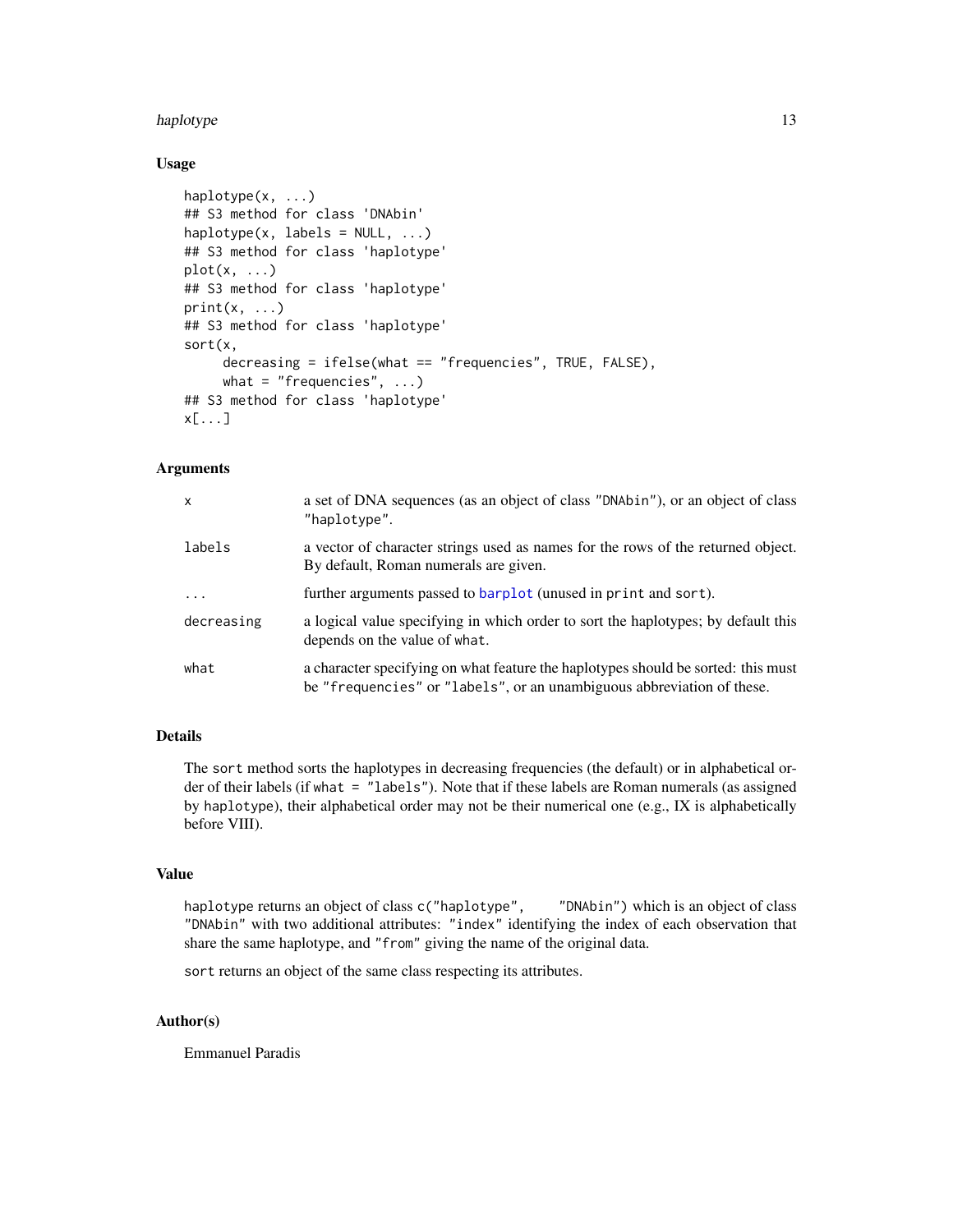## Usage

```
haplotype(x, ...)
## S3 method for class 'DNAbin'
haplotype(x, labels = NULL, ...)
## S3 method for class 'haplotype'
plot(x, ...)
## S3 method for class 'haplotype'
print(x, ...)
## S3 method for class 'haplotype'
sort(x,
     decreasing = ifelse(what == "frequencies", TRUE, FALSE),
     what = "frequencies", ...)
## S3 method for class 'haplotype'
x[...]
```

## Arguments

| | |
|---|---|
| `x` | a set of DNA sequences (as an object of class `"DNAbin"`), or an object of class `"haplotype"`. |
| `labels` | a vector of character strings used as names for the rows of the returned object. By default, Roman numerals are given. |
| `...` | further arguments passed to `barplot` (unused in `print` and `sort`). |
| `decreasing` | a logical value specifying in which order to sort the haplotypes; by default this depends on the value of `what`. |
| `what` | a character specifying on what feature the haplotypes should be sorted: this must be `"frequencies"` or `"labels"`, or an unambiguous abbreviation of these. |

## Details

The `sort` method sorts the haplotypes in decreasing frequencies (the default) or in alphabetical order of their labels (if `what = "labels"`). Note that if these labels are Roman numerals (as assigned by `haplotype`), their alphabetical order may not be their numerical one (e.g., IX is alphabetically before VIII).

## Value

`haplotype` returns an object of class `c("haplotype", "DNAbin")` which is an object of class `"DNAbin"` with two additional attributes: `"index"` identifying the index of each observation that share the same haplotype, and `"from"` giving the name of the original data.

`sort` returns an object of the same class respecting its attributes.

## Author(s)

Emmanuel Paradis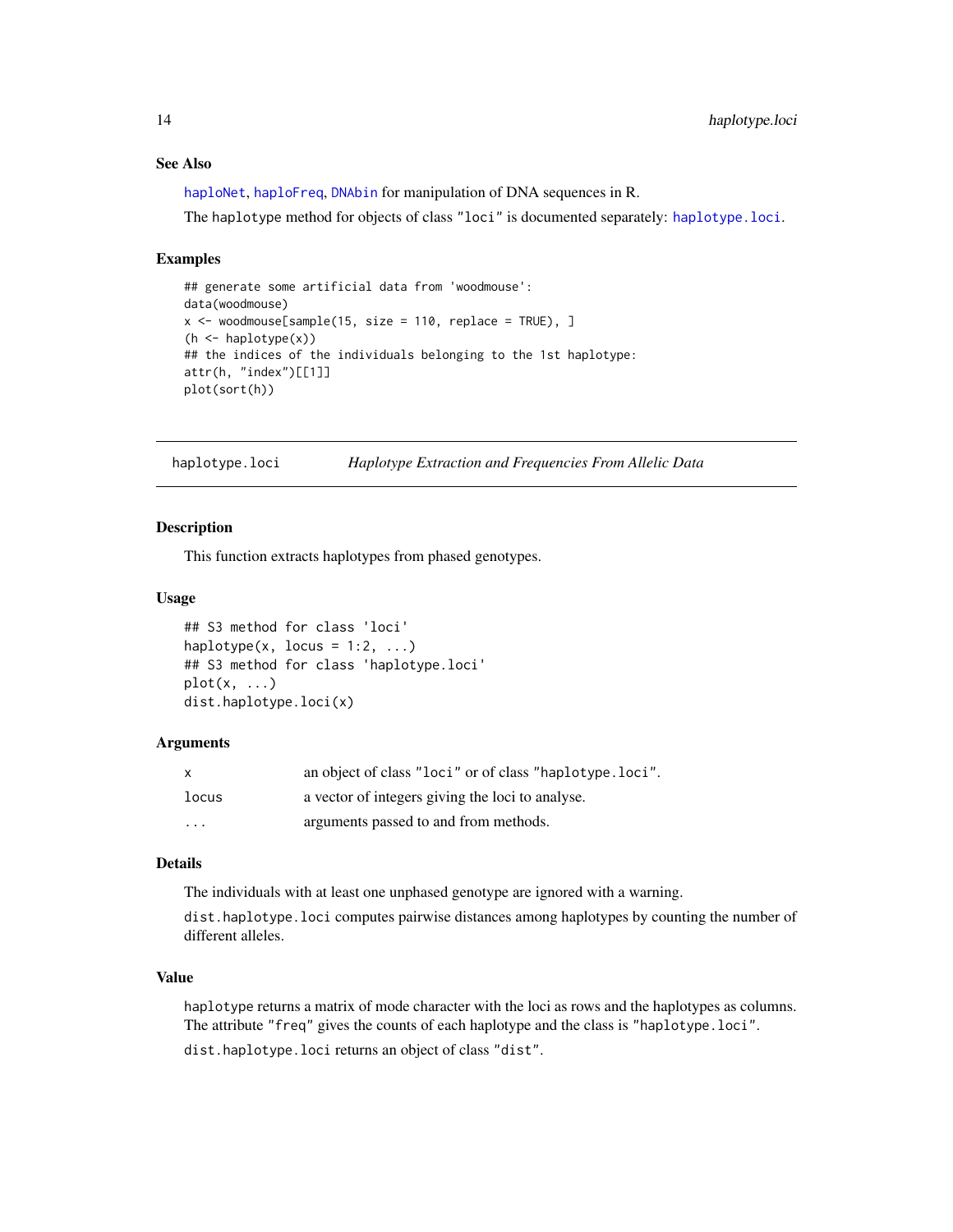### See Also

haploNet, haploFreq, DNAbin for manipulation of DNA sequences in R.

The haplotype method for objects of class "loci" is documented separately: haplotype.loci.

### Examples

```
## generate some artificial data from 'woodmouse':
data(woodmouse)
x <- woodmouse[sample(15, size = 110, replace = TRUE), ]
(h <- haplotype(x))
## the indices of the individuals belonging to the 1st haplotype:
attr(h, "index")[[1]]
plot(sort(h))
```

---

## haplotype.loci — *Haplotype Extraction and Frequencies From Allelic Data*

### Description

This function extracts haplotypes from phased genotypes.

### Usage

```
## S3 method for class 'loci'
haplotype(x, locus = 1:2, ...)
## S3 method for class 'haplotype.loci'
plot(x, ...)
dist.haplotype.loci(x)
```

### Arguments

| | |
|---|---|
| `x` | an object of class "loci" or of class "haplotype.loci". |
| `locus` | a vector of integers giving the loci to analyse. |
| `...` | arguments passed to and from methods. |

### Details

The individuals with at least one unphased genotype are ignored with a warning.

`dist.haplotype.loci` computes pairwise distances among haplotypes by counting the number of different alleles.

### Value

`haplotype` returns a matrix of mode character with the loci as rows and the haplotypes as columns. The attribute "freq" gives the counts of each haplotype and the class is "haplotype.loci".

`dist.haplotype.loci` returns an object of class "dist".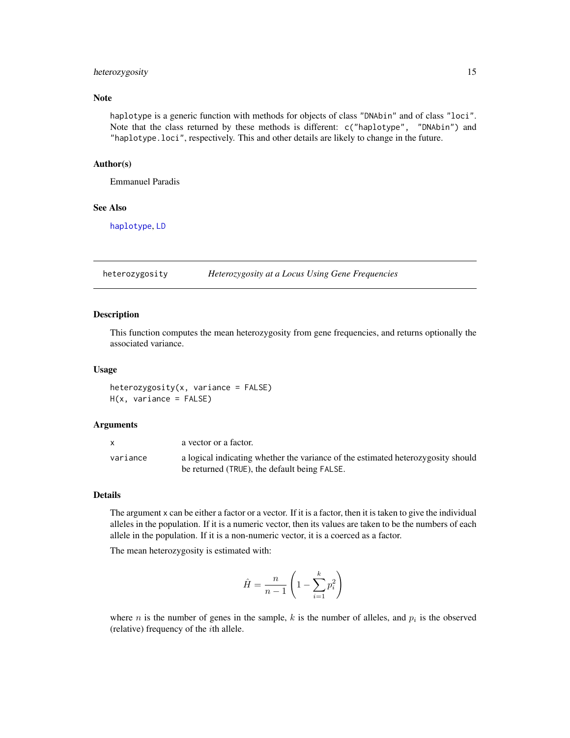## Note

haplotype is a generic function with methods for objects of class "DNAbin" and of class "loci". Note that the class returned by these methods is different: c("haplotype", "DNAbin") and "haplotype.loci", respectively. This and other details are likely to change in the future.

## Author(s)

Emmanuel Paradis

## See Also

haplotype, LD

---

# heterozygosity — *Heterozygosity at a Locus Using Gene Frequencies*

## Description

This function computes the mean heterozygosity from gene frequencies, and returns optionally the associated variance.

## Usage

```
heterozygosity(x, variance = FALSE)
H(x, variance = FALSE)
```

## Arguments

| | |
|---|---|
| x | a vector or a factor. |
| variance | a logical indicating whether the variance of the estimated heterozygosity should be returned (TRUE), the default being FALSE. |

## Details

The argument x can be either a factor or a vector. If it is a factor, then it is taken to give the individual alleles in the population. If it is a numeric vector, then its values are taken to be the numbers of each allele in the population. If it is a non-numeric vector, it is a coerced as a factor.

The mean heterozygosity is estimated with:

$$\hat{H} = \frac{n}{n-1}\left(1 - \sum_{i=1}^{k} p_i^2\right)$$

where $n$ is the number of genes in the sample, $k$ is the number of alleles, and $p_i$ is the observed (relative) frequency of the $i$th allele.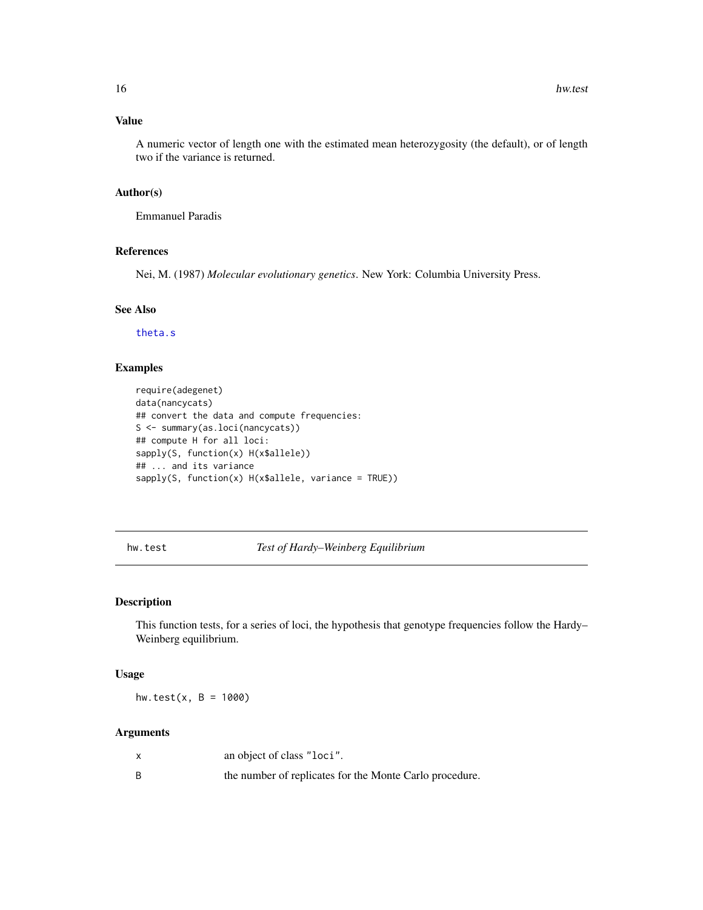## Value

A numeric vector of length one with the estimated mean heterozygosity (the default), or of length two if the variance is returned.

## Author(s)

Emmanuel Paradis

## References

Nei, M. (1987) *Molecular evolutionary genetics*. New York: Columbia University Press.

## See Also

theta.s

## Examples

```
require(adegenet)
data(nancycats)
## convert the data and compute frequencies:
S <- summary(as.loci(nancycats))
## compute H for all loci:
sapply(S, function(x) H(x$allele))
## ... and its variance
sapply(S, function(x) H(x$allele, variance = TRUE))
```

---

# hw.test — *Test of Hardy–Weinberg Equilibrium*

---

## Description

This function tests, for a series of loci, the hypothesis that genotype frequencies follow the Hardy–Weinberg equilibrium.

## Usage

```
hw.test(x, B = 1000)
```

## Arguments

| | |
|---|---|
| x | an object of class "loci". |
| B | the number of replicates for the Monte Carlo procedure. |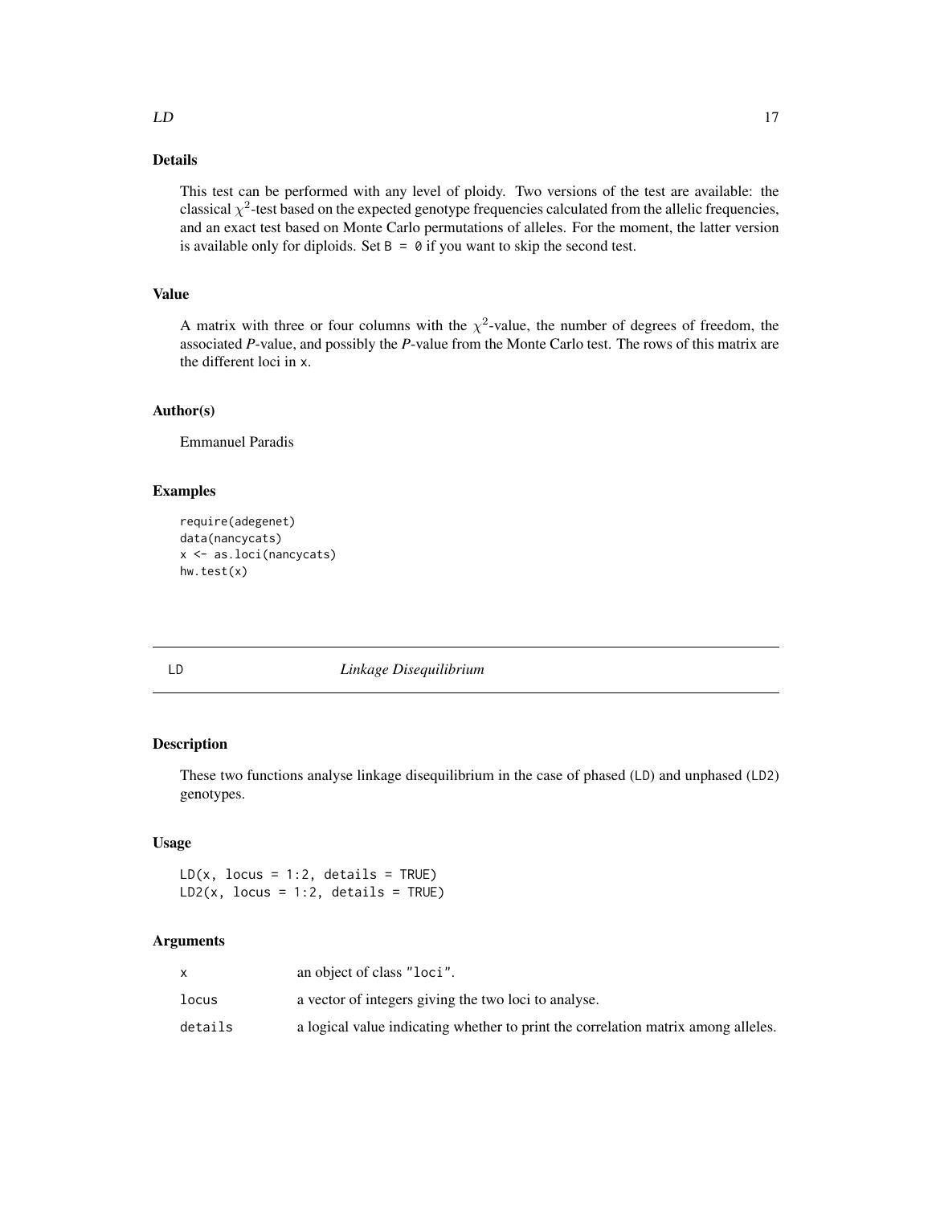### Details

This test can be performed with any level of ploidy. Two versions of the test are available: the classical $\chi^2$-test based on the expected genotype frequencies calculated from the allelic frequencies, and an exact test based on Monte Carlo permutations of alleles. For the moment, the latter version is available only for diploids. Set `B = 0` if you want to skip the second test.

### Value

A matrix with three or four columns with the $\chi^2$-value, the number of degrees of freedom, the associated *P*-value, and possibly the *P*-value from the Monte Carlo test. The rows of this matrix are the different loci in `x`.

### Author(s)

Emmanuel Paradis

### Examples

```
require(adegenet)
data(nancycats)
x <- as.loci(nancycats)
hw.test(x)
```

---

## LD — *Linkage Disequilibrium*

### Description

These two functions analyse linkage disequilibrium in the case of phased (`LD`) and unphased (`LD2`) genotypes.

### Usage

```
LD(x, locus = 1:2, details = TRUE)
LD2(x, locus = 1:2, details = TRUE)
```

### Arguments

| | |
|---|---|
| `x` | an object of class `"loci"`. |
| `locus` | a vector of integers giving the two loci to analyse. |
| `details` | a logical value indicating whether to print the correlation matrix among alleles. |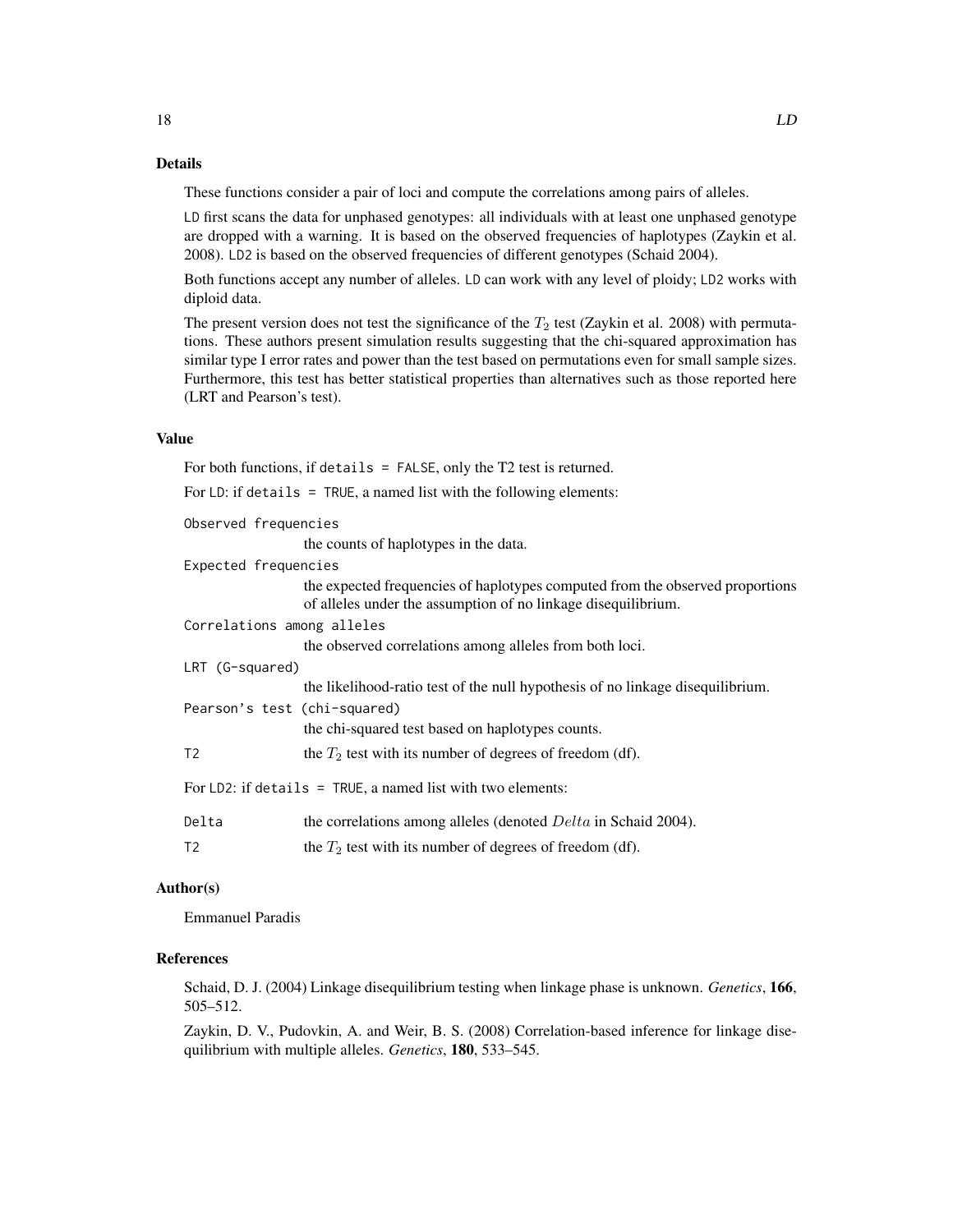## Details

These functions consider a pair of loci and compute the correlations among pairs of alleles.

`LD` first scans the data for unphased genotypes: all individuals with at least one unphased genotype are dropped with a warning. It is based on the observed frequencies of haplotypes (Zaykin et al. 2008). `LD2` is based on the observed frequencies of different genotypes (Schaid 2004).

Both functions accept any number of alleles. `LD` can work with any level of ploidy; `LD2` works with diploid data.

The present version does not test the significance of the $T_2$ test (Zaykin et al. 2008) with permutations. These authors present simulation results suggesting that the chi-squared approximation has similar type I error rates and power than the test based on permutations even for small sample sizes. Furthermore, this test has better statistical properties than alternatives such as those reported here (LRT and Pearson's test).

## Value

For both functions, if `details = FALSE`, only the T2 test is returned.

For `LD`: if `details = TRUE`, a named list with the following elements:

`Observed frequencies`
: the counts of haplotypes in the data.

`Expected frequencies`
: the expected frequencies of haplotypes computed from the observed proportions of alleles under the assumption of no linkage disequilibrium.

`Correlations among alleles`
: the observed correlations among alleles from both loci.

`LRT (G-squared)`
: the likelihood-ratio test of the null hypothesis of no linkage disequilibrium.

`Pearson's test (chi-squared)`
: the chi-squared test based on haplotypes counts.

`T2`
: the $T_2$ test with its number of degrees of freedom (df).

For `LD2`: if `details = TRUE`, a named list with two elements:

`Delta`
: the correlations among alleles (denoted $Delta$ in Schaid 2004).

`T2`
: the $T_2$ test with its number of degrees of freedom (df).

## Author(s)

Emmanuel Paradis

## References

Schaid, D. J. (2004) Linkage disequilibrium testing when linkage phase is unknown. *Genetics*, **166**, 505–512.

Zaykin, D. V., Pudovkin, A. and Weir, B. S. (2008) Correlation-based inference for linkage disequilibrium with multiple alleles. *Genetics*, **180**, 533–545.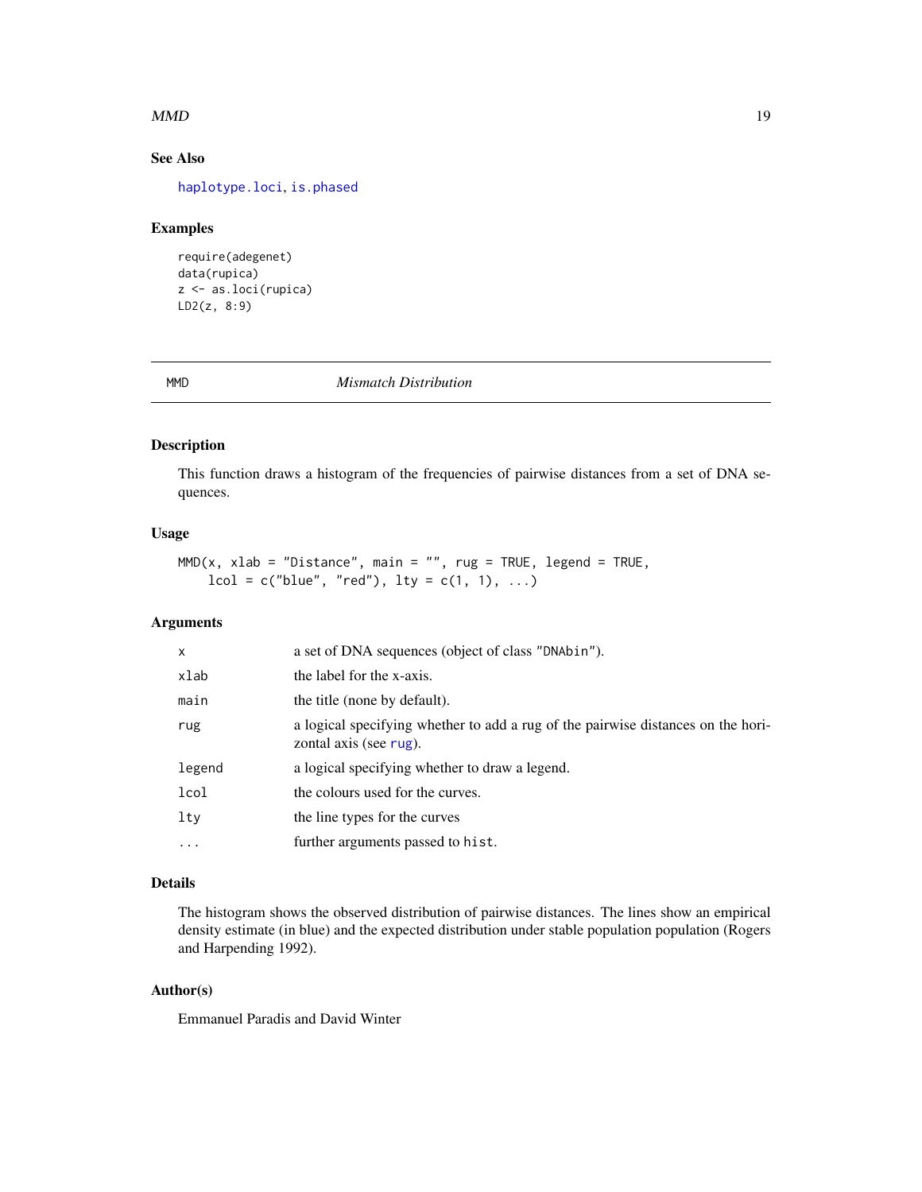### See Also

haplotype.loci, is.phased

### Examples

```
require(adegenet)
data(rupica)
z <- as.loci(rupica)
LD2(z, 8:9)
```

---

## MMD *Mismatch Distribution*

### Description

This function draws a histogram of the frequencies of pairwise distances from a set of DNA sequences.

### Usage

```
MMD(x, xlab = "Distance", main = "", rug = TRUE, legend = TRUE,
    lcol = c("blue", "red"), lty = c(1, 1), ...)
```

### Arguments

| | |
|---|---|
| x | a set of DNA sequences (object of class "DNAbin"). |
| xlab | the label for the x-axis. |
| main | the title (none by default). |
| rug | a logical specifying whether to add a rug of the pairwise distances on the horizontal axis (see rug). |
| legend | a logical specifying whether to draw a legend. |
| lcol | the colours used for the curves. |
| lty | the line types for the curves |
| ... | further arguments passed to hist. |

### Details

The histogram shows the observed distribution of pairwise distances. The lines show an empirical density estimate (in blue) and the expected distribution under stable population population (Rogers and Harpending 1992).

### Author(s)

Emmanuel Paradis and David Winter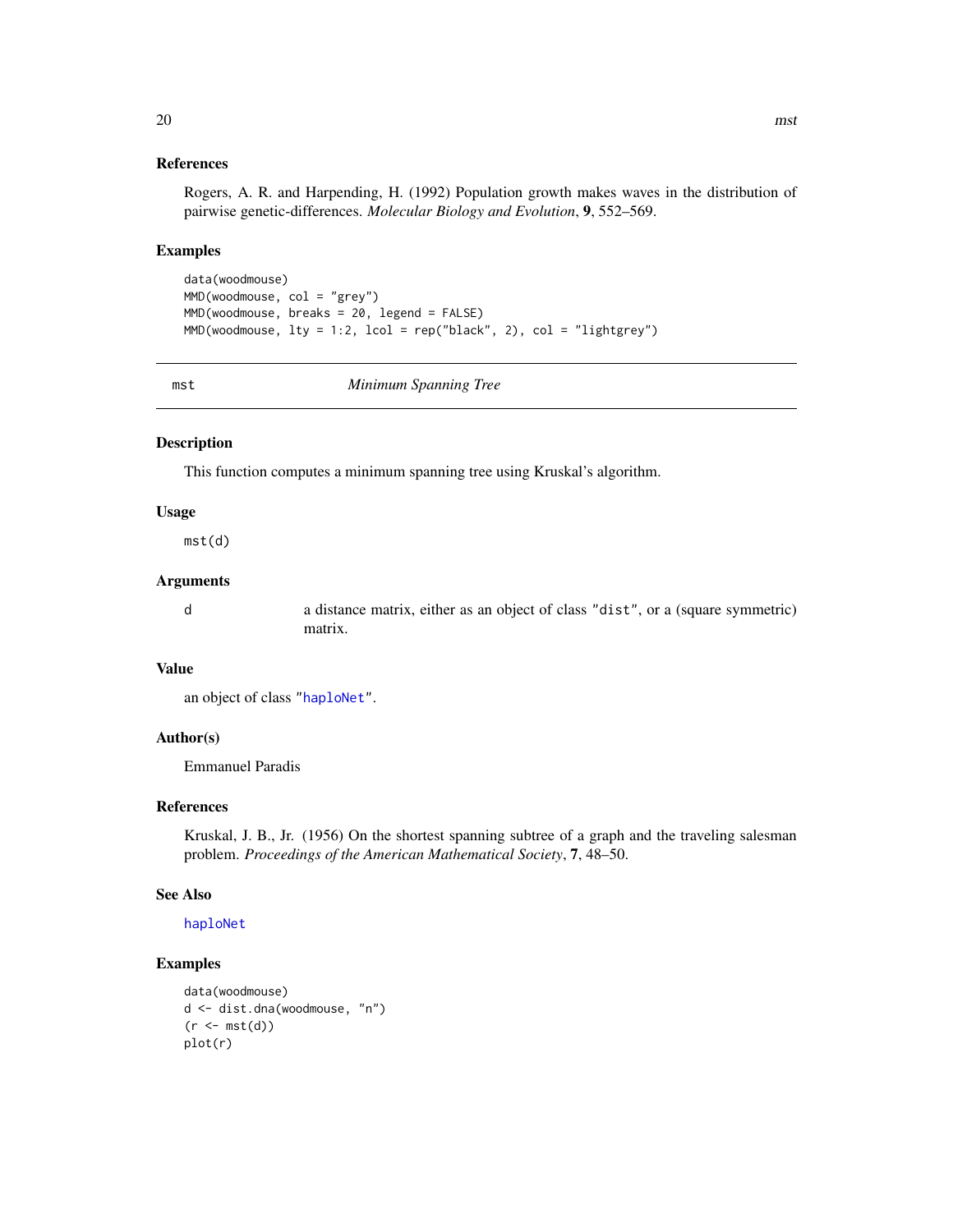### References

Rogers, A. R. and Harpending, H. (1992) Population growth makes waves in the distribution of pairwise genetic-differences. *Molecular Biology and Evolution*, **9**, 552–569.

### Examples

```
data(woodmouse)
MMD(woodmouse, col = "grey")
MMD(woodmouse, breaks = 20, legend = FALSE)
MMD(woodmouse, lty = 1:2, lcol = rep("black", 2), col = "lightgrey")
```

---

## mst *Minimum Spanning Tree*

---

### Description

This function computes a minimum spanning tree using Kruskal's algorithm.

### Usage

```
mst(d)
```

### Arguments

| | |
|---|---|
| d | a distance matrix, either as an object of class "dist", or a (square symmetric) matrix. |

### Value

an object of class "haploNet".

### Author(s)

Emmanuel Paradis

### References

Kruskal, J. B., Jr. (1956) On the shortest spanning subtree of a graph and the traveling salesman problem. *Proceedings of the American Mathematical Society*, **7**, 48–50.

### See Also

haploNet

### Examples

```
data(woodmouse)
d <- dist.dna(woodmouse, "n")
(r <- mst(d))
plot(r)
```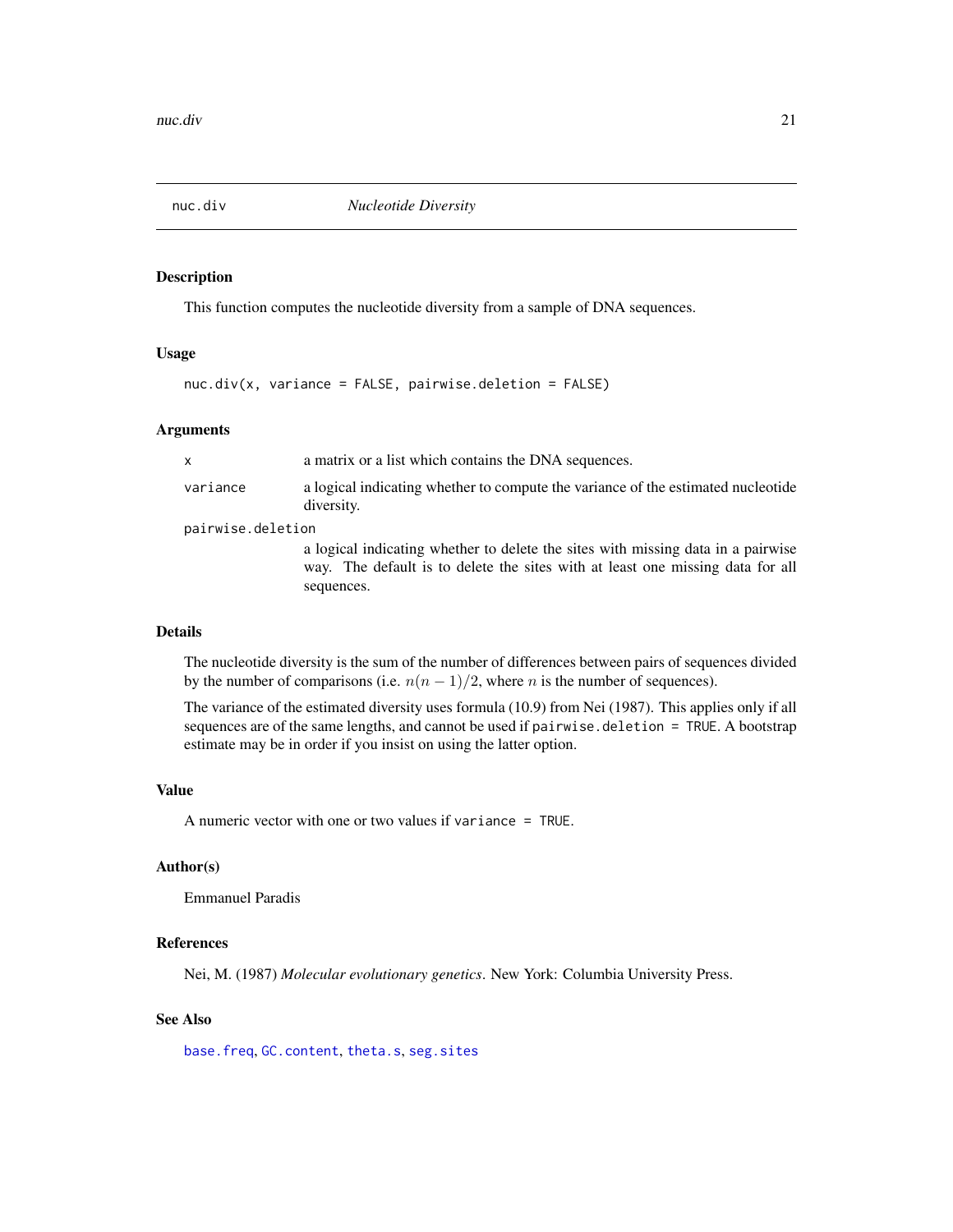# nuc.div — *Nucleotide Diversity*

## Description

This function computes the nucleotide diversity from a sample of DNA sequences.

## Usage

```
nuc.div(x, variance = FALSE, pairwise.deletion = FALSE)
```

## Arguments

- `x` — a matrix or a list which contains the DNA sequences.
- `variance` — a logical indicating whether to compute the variance of the estimated nucleotide diversity.
- `pairwise.deletion` — a logical indicating whether to delete the sites with missing data in a pairwise way. The default is to delete the sites with at least one missing data for all sequences.

## Details

The nucleotide diversity is the sum of the number of differences between pairs of sequences divided by the number of comparisons (i.e. $n(n-1)/2$, where $n$ is the number of sequences).

The variance of the estimated diversity uses formula (10.9) from Nei (1987). This applies only if all sequences are of the same lengths, and cannot be used if `pairwise.deletion = TRUE`. A bootstrap estimate may be in order if you insist on using the latter option.

## Value

A numeric vector with one or two values if `variance = TRUE`.

## Author(s)

Emmanuel Paradis

## References

Nei, M. (1987) *Molecular evolutionary genetics*. New York: Columbia University Press.

## See Also

`base.freq`, `GC.content`, `theta.s`, `seg.sites`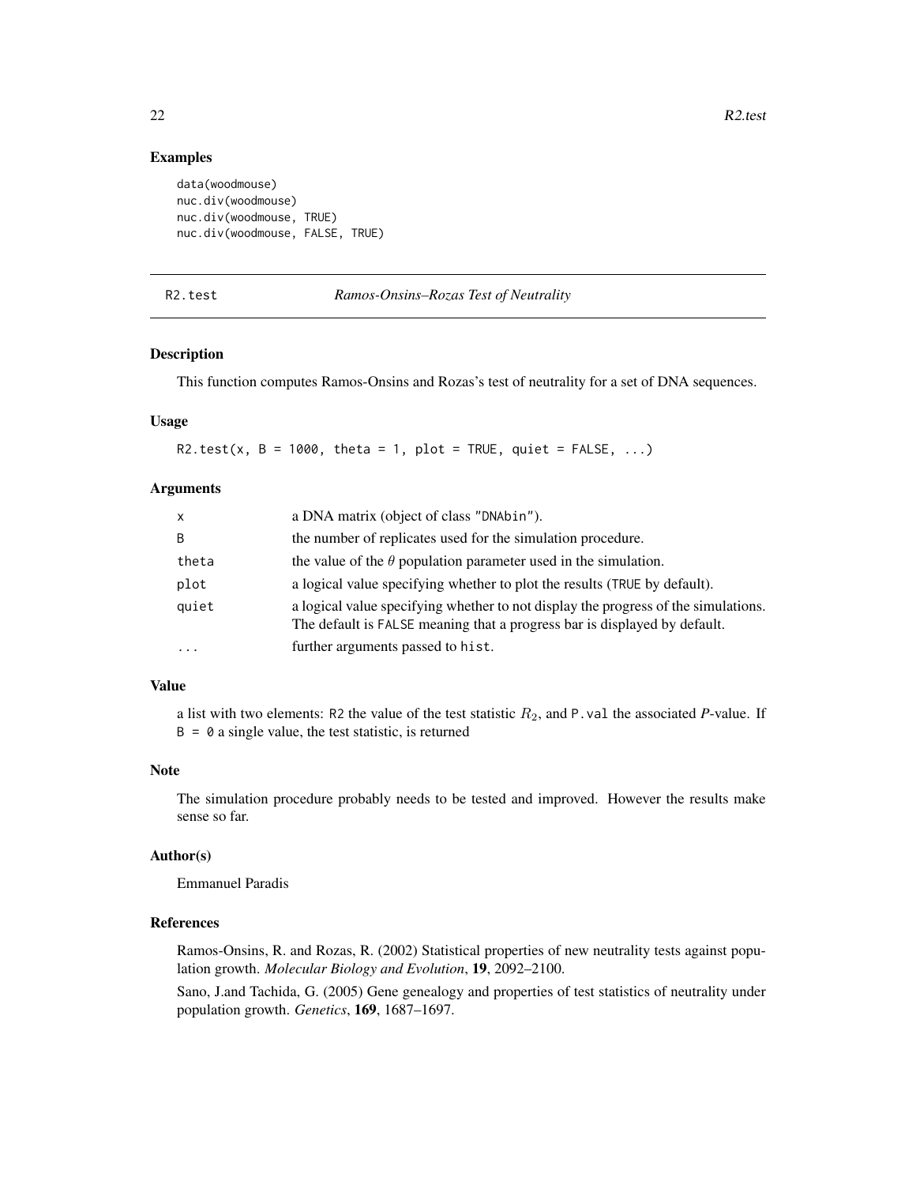## Examples

```
data(woodmouse)
nuc.div(woodmouse)
nuc.div(woodmouse, TRUE)
nuc.div(woodmouse, FALSE, TRUE)
```

---

# R2.test — *Ramos-Onsins–Rozas Test of Neutrality*

## Description

This function computes Ramos-Onsins and Rozas's test of neutrality for a set of DNA sequences.

## Usage

```
R2.test(x, B = 1000, theta = 1, plot = TRUE, quiet = FALSE, ...)
```

## Arguments

| | |
|---|---|
| x | a DNA matrix (object of class "DNAbin"). |
| B | the number of replicates used for the simulation procedure. |
| theta | the value of the $\theta$ population parameter used in the simulation. |
| plot | a logical value specifying whether to plot the results (TRUE by default). |
| quiet | a logical value specifying whether to not display the progress of the simulations. The default is FALSE meaning that a progress bar is displayed by default. |
| ... | further arguments passed to hist. |

## Value

a list with two elements: R2 the value of the test statistic $R_2$, and P.val the associated *P*-value. If B = 0 a single value, the test statistic, is returned

## Note

The simulation procedure probably needs to be tested and improved. However the results make sense so far.

## Author(s)

Emmanuel Paradis

## References

Ramos-Onsins, R. and Rozas, R. (2002) Statistical properties of new neutrality tests against population growth. *Molecular Biology and Evolution*, **19**, 2092–2100.

Sano, J.and Tachida, G. (2005) Gene genealogy and properties of test statistics of neutrality under population growth. *Genetics*, **169**, 1687–1697.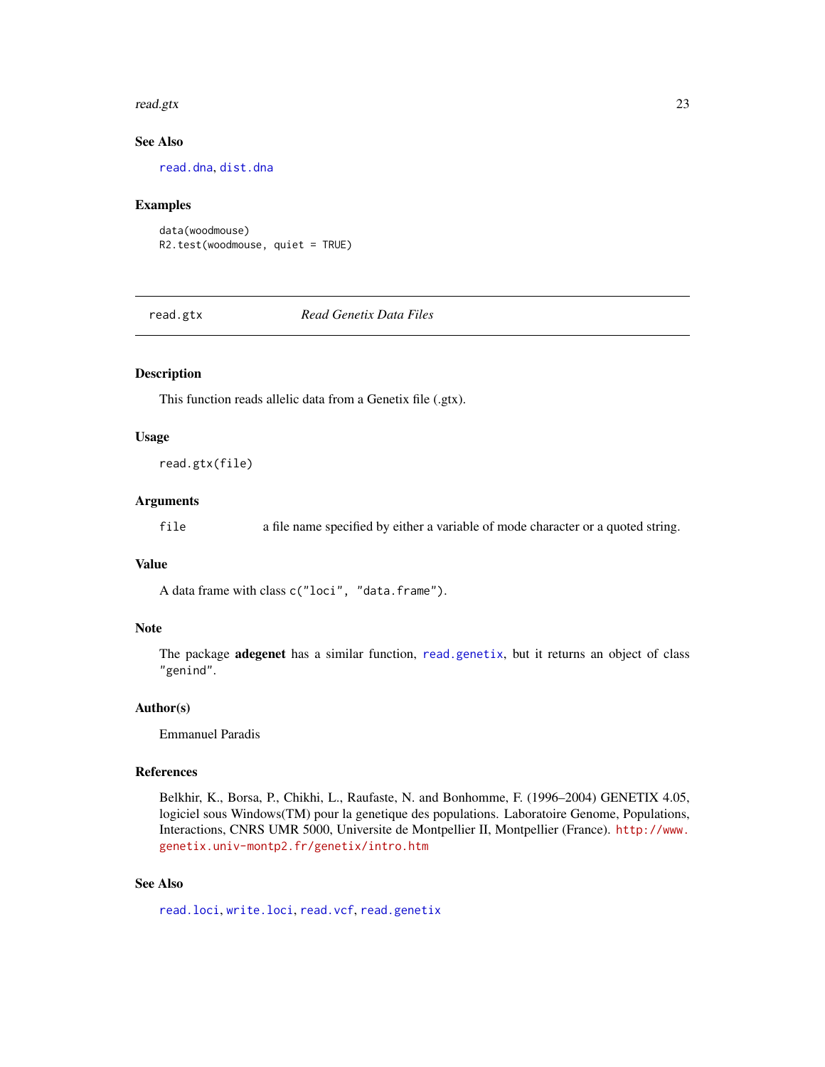### See Also

read.dna, dist.dna

### Examples

```
data(woodmouse)
R2.test(woodmouse, quiet = TRUE)
```

---

## read.gtx *Read Genetix Data Files*

---

### Description

This function reads allelic data from a Genetix file (.gtx).

### Usage

```
read.gtx(file)
```

### Arguments

`file` a file name specified by either a variable of mode character or a quoted string.

### Value

A data frame with class `c("loci", "data.frame")`.

### Note

The package **adegenet** has a similar function, read.genetix, but it returns an object of class `"genind"`.

### Author(s)

Emmanuel Paradis

### References

Belkhir, K., Borsa, P., Chikhi, L., Raufaste, N. and Bonhomme, F. (1996–2004) GENETIX 4.05, logiciel sous Windows(TM) pour la genetique des populations. Laboratoire Genome, Populations, Interactions, CNRS UMR 5000, Universite de Montpellier II, Montpellier (France). http://www.genetix.univ-montp2.fr/genetix/intro.htm

### See Also

read.loci, write.loci, read.vcf, read.genetix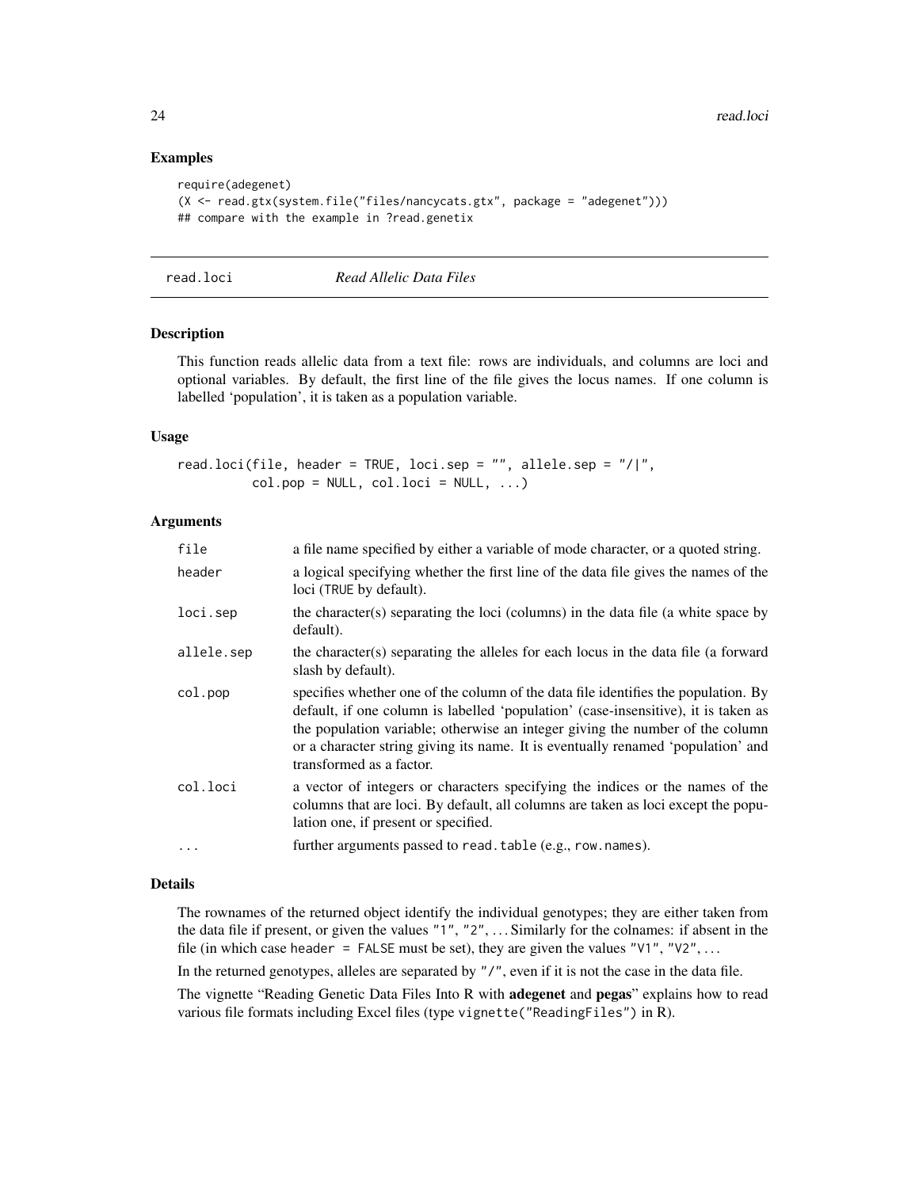### Examples

```
require(adegenet)
(X <- read.gtx(system.file("files/nancycats.gtx", package = "adegenet")))
## compare with the example in ?read.genetix
```

---

## read.loci *Read Allelic Data Files*

---

### Description

This function reads allelic data from a text file: rows are individuals, and columns are loci and optional variables. By default, the first line of the file gives the locus names. If one column is labelled 'population', it is taken as a population variable.

### Usage

```
read.loci(file, header = TRUE, loci.sep = "", allele.sep = "/|",
          col.pop = NULL, col.loci = NULL, ...)
```

### Arguments

| | |
|---|---|
| `file` | a file name specified by either a variable of mode character, or a quoted string. |
| `header` | a logical specifying whether the first line of the data file gives the names of the loci (`TRUE` by default). |
| `loci.sep` | the character(s) separating the loci (columns) in the data file (a white space by default). |
| `allele.sep` | the character(s) separating the alleles for each locus in the data file (a forward slash by default). |
| `col.pop` | specifies whether one of the column of the data file identifies the population. By default, if one column is labelled 'population' (case-insensitive), it is taken as the population variable; otherwise an integer giving the number of the column or a character string giving its name. It is eventually renamed 'population' and transformed as a factor. |
| `col.loci` | a vector of integers or characters specifying the indices or the names of the columns that are loci. By default, all columns are taken as loci except the population one, if present or specified. |
| `...` | further arguments passed to `read.table` (e.g., `row.names`). |

### Details

The rownames of the returned object identify the individual genotypes; they are either taken from the data file if present, or given the values `"1"`, `"2"`, ... Similarly for the colnames: if absent in the file (in which case `header = FALSE` must be set), they are given the values `"V1"`, `"V2"`, ...

In the returned genotypes, alleles are separated by `"/"`, even if it is not the case in the data file.

The vignette "Reading Genetic Data Files Into R with **adegenet** and **pegas**" explains how to read various file formats including Excel files (type `vignette("ReadingFiles")` in R).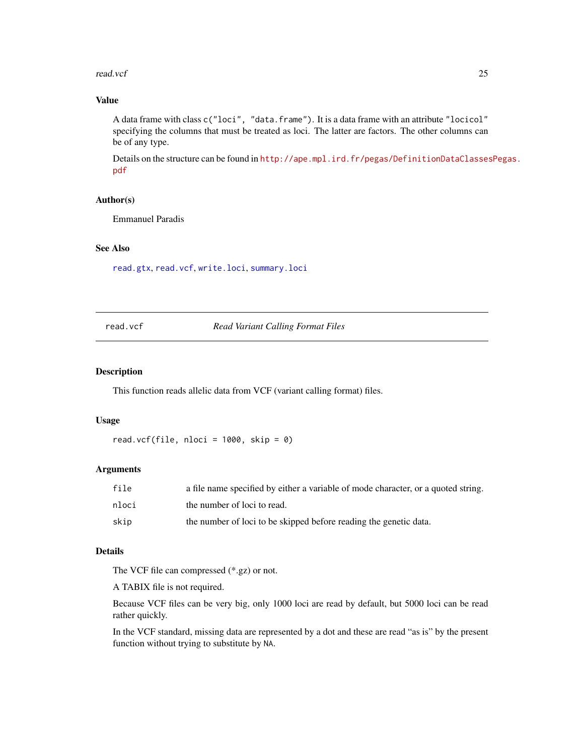## Value

A data frame with class `c("loci", "data.frame")`. It is a data frame with an attribute `"locicol"` specifying the columns that must be treated as loci. The latter are factors. The other columns can be of any type.

Details on the structure can be found in http://ape.mpl.ird.fr/pegas/DefinitionDataClassesPegas.pdf

## Author(s)

Emmanuel Paradis

## See Also

`read.gtx`, `read.vcf`, `write.loci`, `summary.loci`

---

# read.vcf — *Read Variant Calling Format Files*

## Description

This function reads allelic data from VCF (variant calling format) files.

## Usage

```
read.vcf(file, nloci = 1000, skip = 0)
```

## Arguments

| | |
|---|---|
| `file` | a file name specified by either a variable of mode character, or a quoted string. |
| `nloci` | the number of loci to read. |
| `skip` | the number of loci to be skipped before reading the genetic data. |

## Details

The VCF file can compressed (*.gz) or not.

A TABIX file is not required.

Because VCF files can be very big, only 1000 loci are read by default, but 5000 loci can be read rather quickly.

In the VCF standard, missing data are represented by a dot and these are read "as is" by the present function without trying to substitute by `NA`.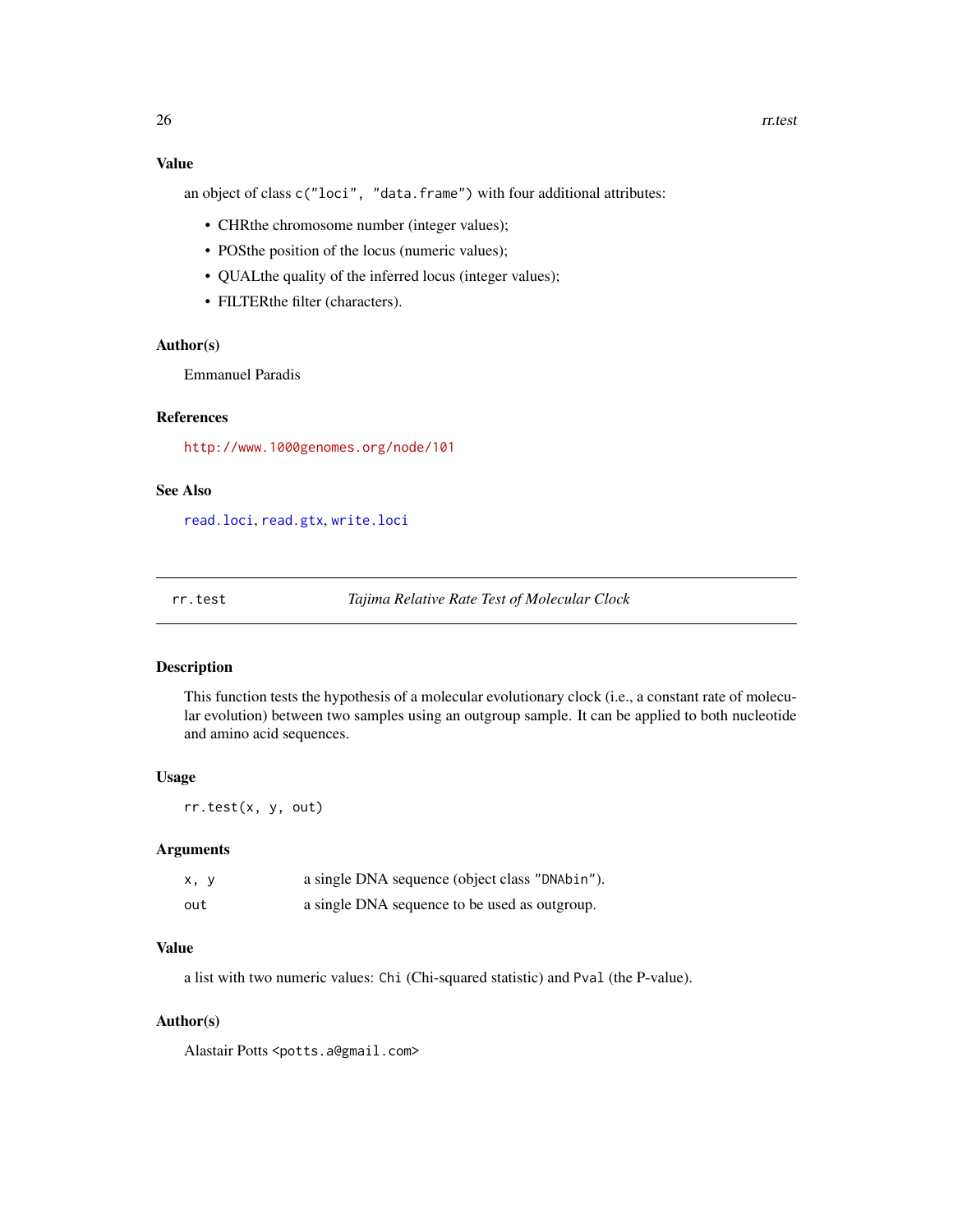### Value

an object of class `c("loci", "data.frame")` with four additional attributes:

- CHRthe chromosome number (integer values);
- POSthe position of the locus (numeric values);
- QUALthe quality of the inferred locus (integer values);
- FILTERthe filter (characters).

### Author(s)

Emmanuel Paradis

### References

http://www.1000genomes.org/node/101

### See Also

`read.loci`, `read.gtx`, `write.loci`

---

## rr.test — *Tajima Relative Rate Test of Molecular Clock*

### Description

This function tests the hypothesis of a molecular evolutionary clock (i.e., a constant rate of molecular evolution) between two samples using an outgroup sample. It can be applied to both nucleotide and amino acid sequences.

### Usage

```
rr.test(x, y, out)
```

### Arguments

| | |
|---|---|
| `x, y` | a single DNA sequence (object class "DNAbin"). |
| `out` | a single DNA sequence to be used as outgroup. |

### Value

a list with two numeric values: `Chi` (Chi-squared statistic) and `Pval` (the P-value).

### Author(s)

Alastair Potts <potts.a@gmail.com>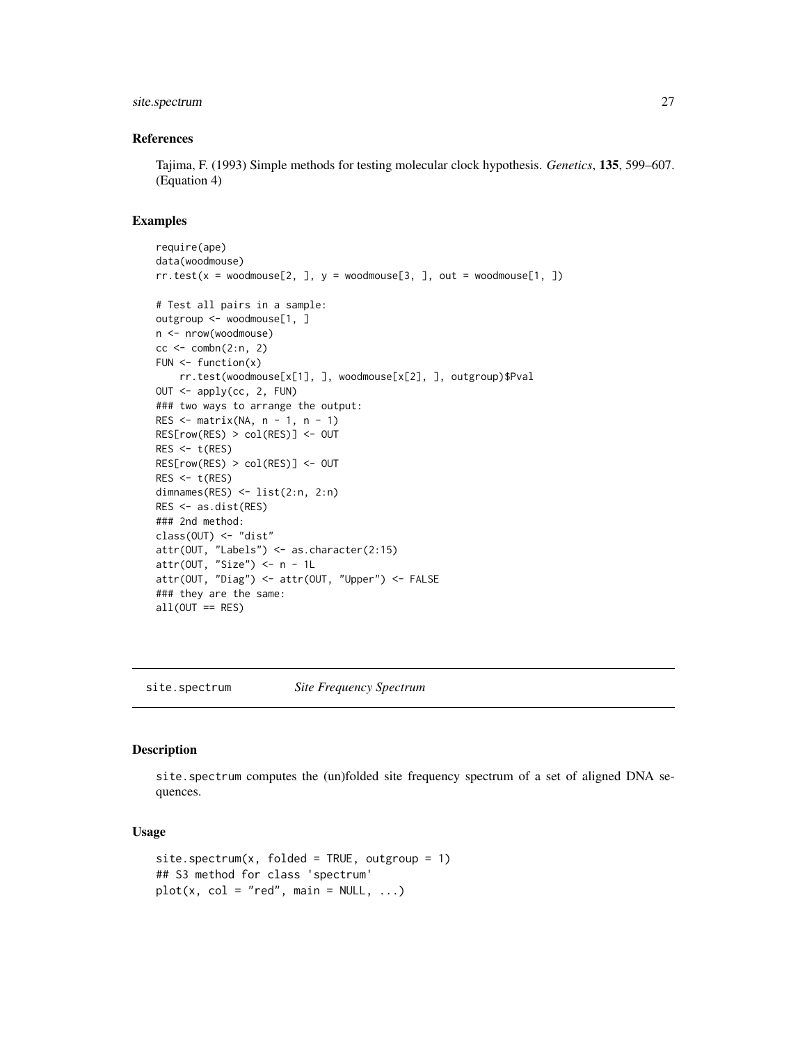### References

Tajima, F. (1993) Simple methods for testing molecular clock hypothesis. *Genetics*, **135**, 599–607. (Equation 4)

### Examples

```
require(ape)
data(woodmouse)
rr.test(x = woodmouse[2, ], y = woodmouse[3, ], out = woodmouse[1, ])

# Test all pairs in a sample:
outgroup <- woodmouse[1, ]
n <- nrow(woodmouse)
cc <- combn(2:n, 2)
FUN <- function(x)
    rr.test(woodmouse[x[1], ], woodmouse[x[2], ], outgroup)$Pval
OUT <- apply(cc, 2, FUN)
### two ways to arrange the output:
RES <- matrix(NA, n - 1, n - 1)
RES[row(RES) > col(RES)] <- OUT
RES <- t(RES)
RES[row(RES) > col(RES)] <- OUT
RES <- t(RES)
dimnames(RES) <- list(2:n, 2:n)
RES <- as.dist(RES)
### 2nd method:
class(OUT) <- "dist"
attr(OUT, "Labels") <- as.character(2:15)
attr(OUT, "Size") <- n - 1L
attr(OUT, "Diag") <- attr(OUT, "Upper") <- FALSE
### they are the same:
all(OUT == RES)
```

---

## site.spectrum *Site Frequency Spectrum*

### Description

site.spectrum computes the (un)folded site frequency spectrum of a set of aligned DNA sequences.

### Usage

```
site.spectrum(x, folded = TRUE, outgroup = 1)
## S3 method for class 'spectrum'
plot(x, col = "red", main = NULL, ...)
```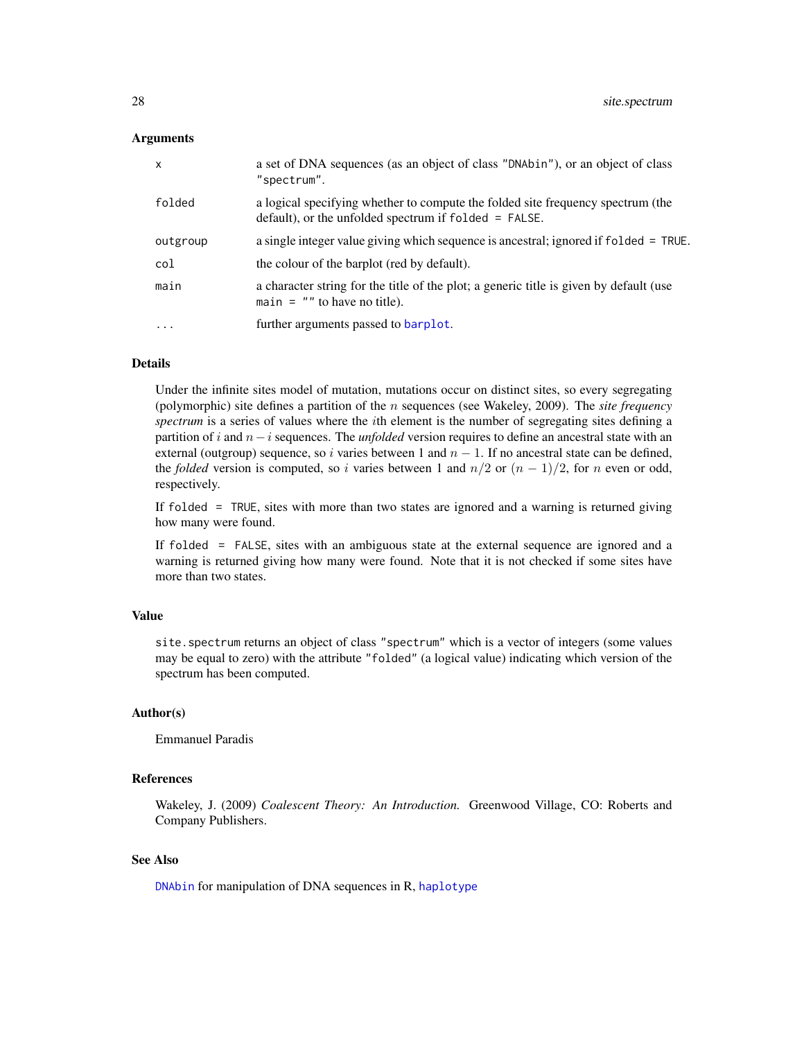### Arguments

| | |
|---|---|
| `x` | a set of DNA sequences (as an object of class `"DNAbin"`), or an object of class `"spectrum"`. |
| `folded` | a logical specifying whether to compute the folded site frequency spectrum (the default), or the unfolded spectrum if `folded = FALSE`. |
| `outgroup` | a single integer value giving which sequence is ancestral; ignored if `folded = TRUE`. |
| `col` | the colour of the barplot (red by default). |
| `main` | a character string for the title of the plot; a generic title is given by default (use `main = ""` to have no title). |
| `...` | further arguments passed to `barplot`. |

### Details

Under the infinite sites model of mutation, mutations occur on distinct sites, so every segregating (polymorphic) site defines a partition of the $n$ sequences (see Wakeley, 2009). The *site frequency spectrum* is a series of values where the $i$th element is the number of segregating sites defining a partition of $i$ and $n-i$ sequences. The *unfolded* version requires to define an ancestral state with an external (outgroup) sequence, so $i$ varies between 1 and $n-1$. If no ancestral state can be defined, the *folded* version is computed, so $i$ varies between 1 and $n/2$ or $(n-1)/2$, for $n$ even or odd, respectively.

If `folded = TRUE`, sites with more than two states are ignored and a warning is returned giving how many were found.

If `folded = FALSE`, sites with an ambiguous state at the external sequence are ignored and a warning is returned giving how many were found. Note that it is not checked if some sites have more than two states.

### Value

`site.spectrum` returns an object of class `"spectrum"` which is a vector of integers (some values may be equal to zero) with the attribute `"folded"` (a logical value) indicating which version of the spectrum has been computed.

### Author(s)

Emmanuel Paradis

### References

Wakeley, J. (2009) *Coalescent Theory: An Introduction.* Greenwood Village, CO: Roberts and Company Publishers.

### See Also

`DNAbin` for manipulation of DNA sequences in R, `haplotype`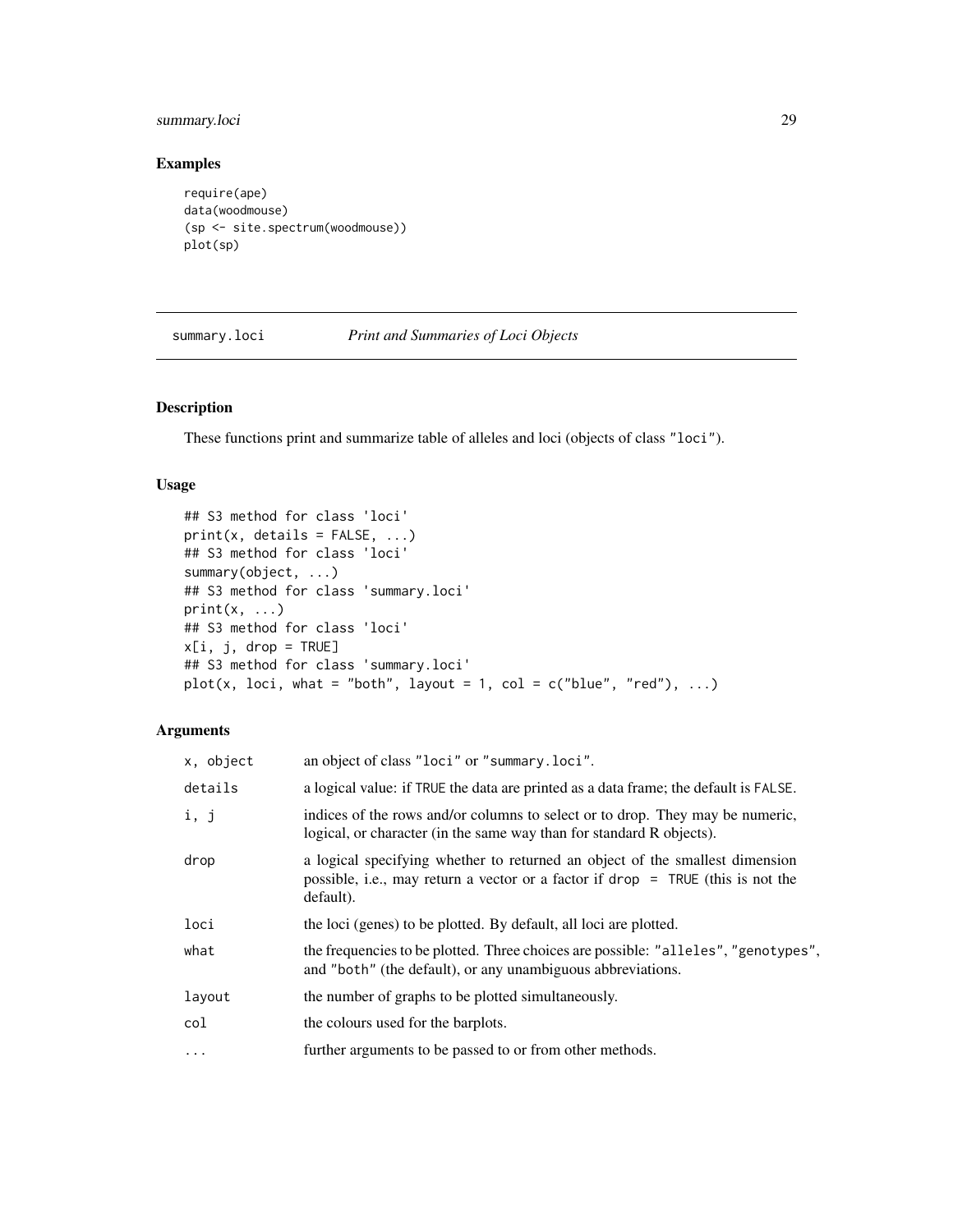## Examples

```
require(ape)
data(woodmouse)
(sp <- site.spectrum(woodmouse))
plot(sp)
```

---

# summary.loci *Print and Summaries of Loci Objects*

---

## Description

These functions print and summarize table of alleles and loci (objects of class "loci").

## Usage

```
## S3 method for class 'loci'
print(x, details = FALSE, ...)
## S3 method for class 'loci'
summary(object, ...)
## S3 method for class 'summary.loci'
print(x, ...)
## S3 method for class 'loci'
x[i, j, drop = TRUE]
## S3 method for class 'summary.loci'
plot(x, loci, what = "both", layout = 1, col = c("blue", "red"), ...)
```

## Arguments

| | |
|---|---|
| `x, object` | an object of class "loci" or "summary.loci". |
| `details` | a logical value: if TRUE the data are printed as a data frame; the default is FALSE. |
| `i, j` | indices of the rows and/or columns to select or to drop. They may be numeric, logical, or character (in the same way than for standard R objects). |
| `drop` | a logical specifying whether to returned an object of the smallest dimension possible, i.e., may return a vector or a factor if drop = TRUE (this is not the default). |
| `loci` | the loci (genes) to be plotted. By default, all loci are plotted. |
| `what` | the frequencies to be plotted. Three choices are possible: "alleles", "genotypes", and "both" (the default), or any unambiguous abbreviations. |
| `layout` | the number of graphs to be plotted simultaneously. |
| `col` | the colours used for the barplots. |
| `...` | further arguments to be passed to or from other methods. |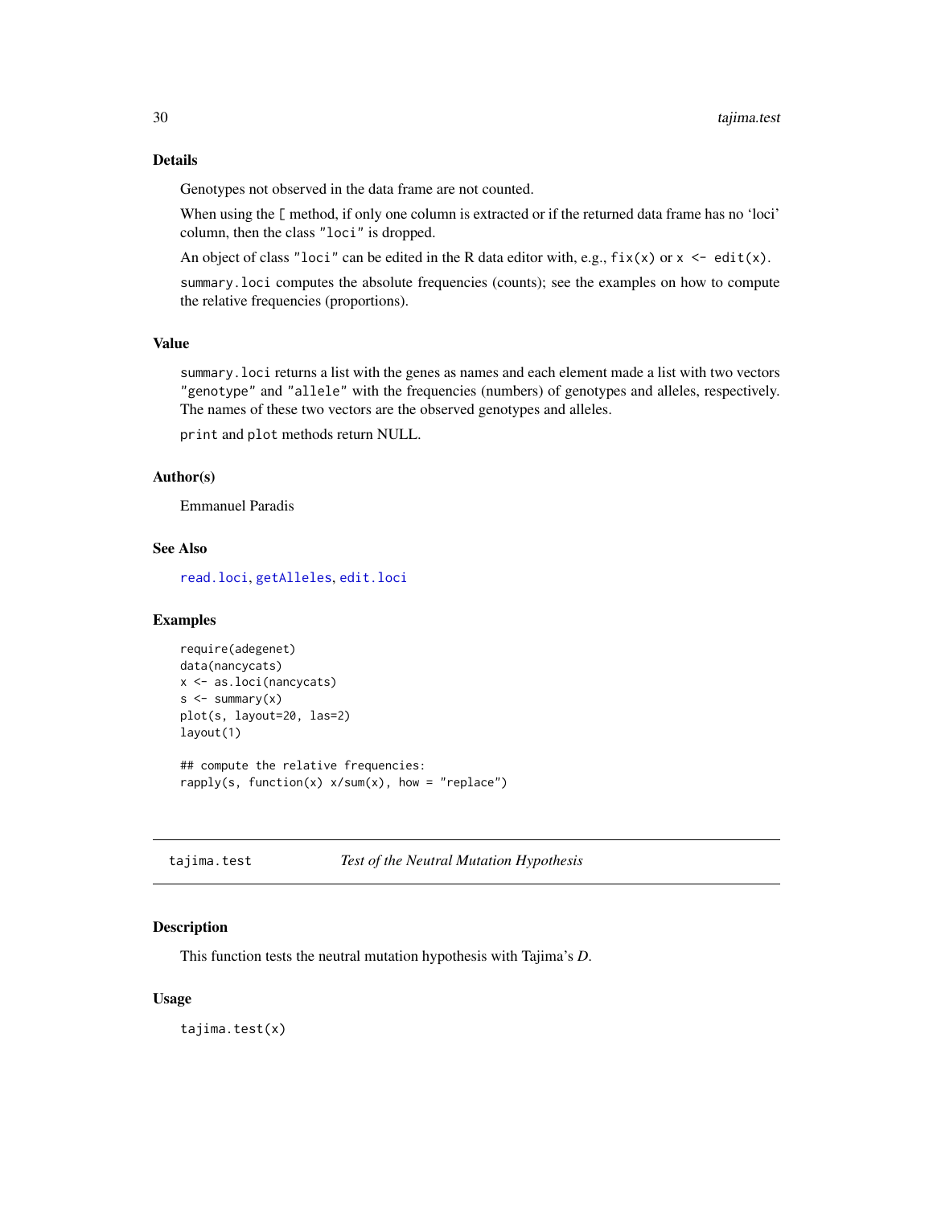## Details

Genotypes not observed in the data frame are not counted.

When using the `[` method, if only one column is extracted or if the returned data frame has no 'loci' column, then the class `"loci"` is dropped.

An object of class `"loci"` can be edited in the R data editor with, e.g., `fix(x)` or `x <- edit(x)`.

`summary.loci` computes the absolute frequencies (counts); see the examples on how to compute the relative frequencies (proportions).

## Value

`summary.loci` returns a list with the genes as names and each element made a list with two vectors `"genotype"` and `"allele"` with the frequencies (numbers) of genotypes and alleles, respectively. The names of these two vectors are the observed genotypes and alleles.

`print` and `plot` methods return NULL.

## Author(s)

Emmanuel Paradis

## See Also

`read.loci`, `getAlleles`, `edit.loci`

## Examples

```
require(adegenet)
data(nancycats)
x <- as.loci(nancycats)
s <- summary(x)
plot(s, layout=20, las=2)
layout(1)

## compute the relative frequencies:
rapply(s, function(x) x/sum(x), how = "replace")
```

---

# tajima.test — *Test of the Neutral Mutation Hypothesis*

## Description

This function tests the neutral mutation hypothesis with Tajima's *D*.

## Usage

```
tajima.test(x)
```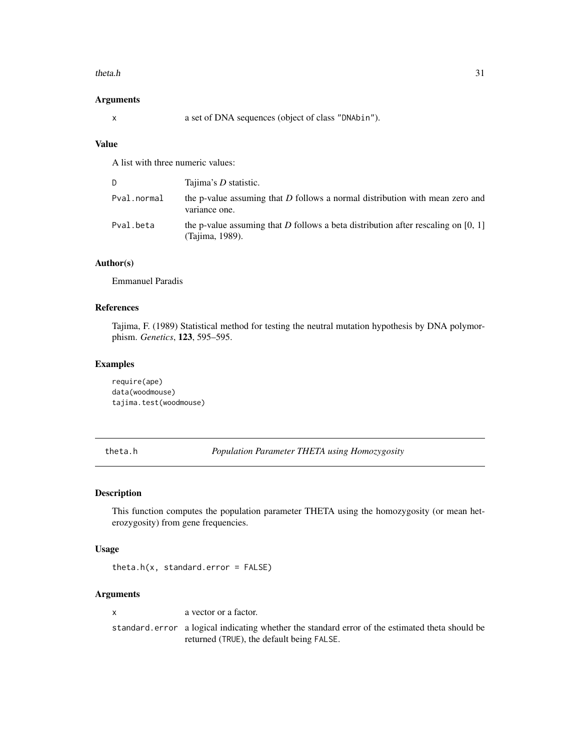### Arguments

| | |
|---|---|
| x | a set of DNA sequences (object of class "DNAbin"). |

### Value

A list with three numeric values:

| | |
|---|---|
| D | Tajima's *D* statistic. |
| Pval.normal | the p-value assuming that *D* follows a normal distribution with mean zero and variance one. |
| Pval.beta | the p-value assuming that *D* follows a beta distribution after rescaling on [0, 1] (Tajima, 1989). |

### Author(s)

Emmanuel Paradis

### References

Tajima, F. (1989) Statistical method for testing the neutral mutation hypothesis by DNA polymorphism. *Genetics*, **123**, 595–595.

### Examples

```
require(ape)
data(woodmouse)
tajima.test(woodmouse)
```

---

## theta.h — *Population Parameter THETA using Homozygosity*

### Description

This function computes the population parameter THETA using the homozygosity (or mean heterozygosity) from gene frequencies.

### Usage

```
theta.h(x, standard.error = FALSE)
```

### Arguments

| | |
|---|---|
| x | a vector or a factor. |
| standard.error | a logical indicating whether the standard error of the estimated theta should be returned (TRUE), the default being FALSE. |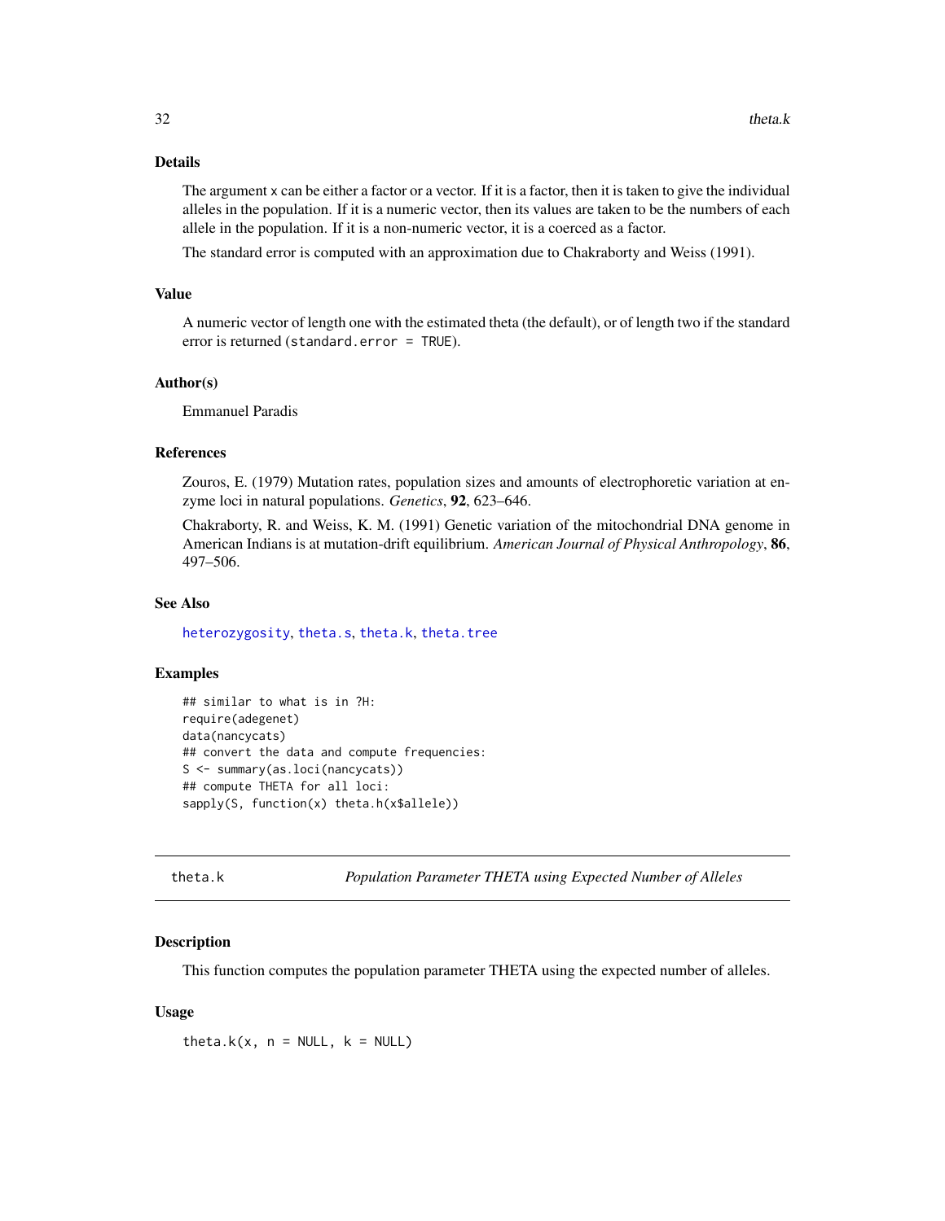## Details

The argument x can be either a factor or a vector. If it is a factor, then it is taken to give the individual alleles in the population. If it is a numeric vector, then its values are taken to be the numbers of each allele in the population. If it is a non-numeric vector, it is a coerced as a factor.

The standard error is computed with an approximation due to Chakraborty and Weiss (1991).

## Value

A numeric vector of length one with the estimated theta (the default), or of length two if the standard error is returned (`standard.error = TRUE`).

## Author(s)

Emmanuel Paradis

## References

Zouros, E. (1979) Mutation rates, population sizes and amounts of electrophoretic variation at enzyme loci in natural populations. *Genetics*, **92**, 623–646.

Chakraborty, R. and Weiss, K. M. (1991) Genetic variation of the mitochondrial DNA genome in American Indians is at mutation-drift equilibrium. *American Journal of Physical Anthropology*, **86**, 497–506.

## See Also

heterozygosity, theta.s, theta.k, theta.tree

## Examples

```
## similar to what is in ?H:
require(adegenet)
data(nancycats)
## convert the data and compute frequencies:
S <- summary(as.loci(nancycats))
## compute THETA for all loci:
sapply(S, function(x) theta.h(x$allele))
```

---

# theta.k — *Population Parameter THETA using Expected Number of Alleles*

## Description

This function computes the population parameter THETA using the expected number of alleles.

## Usage

```
theta.k(x, n = NULL, k = NULL)
```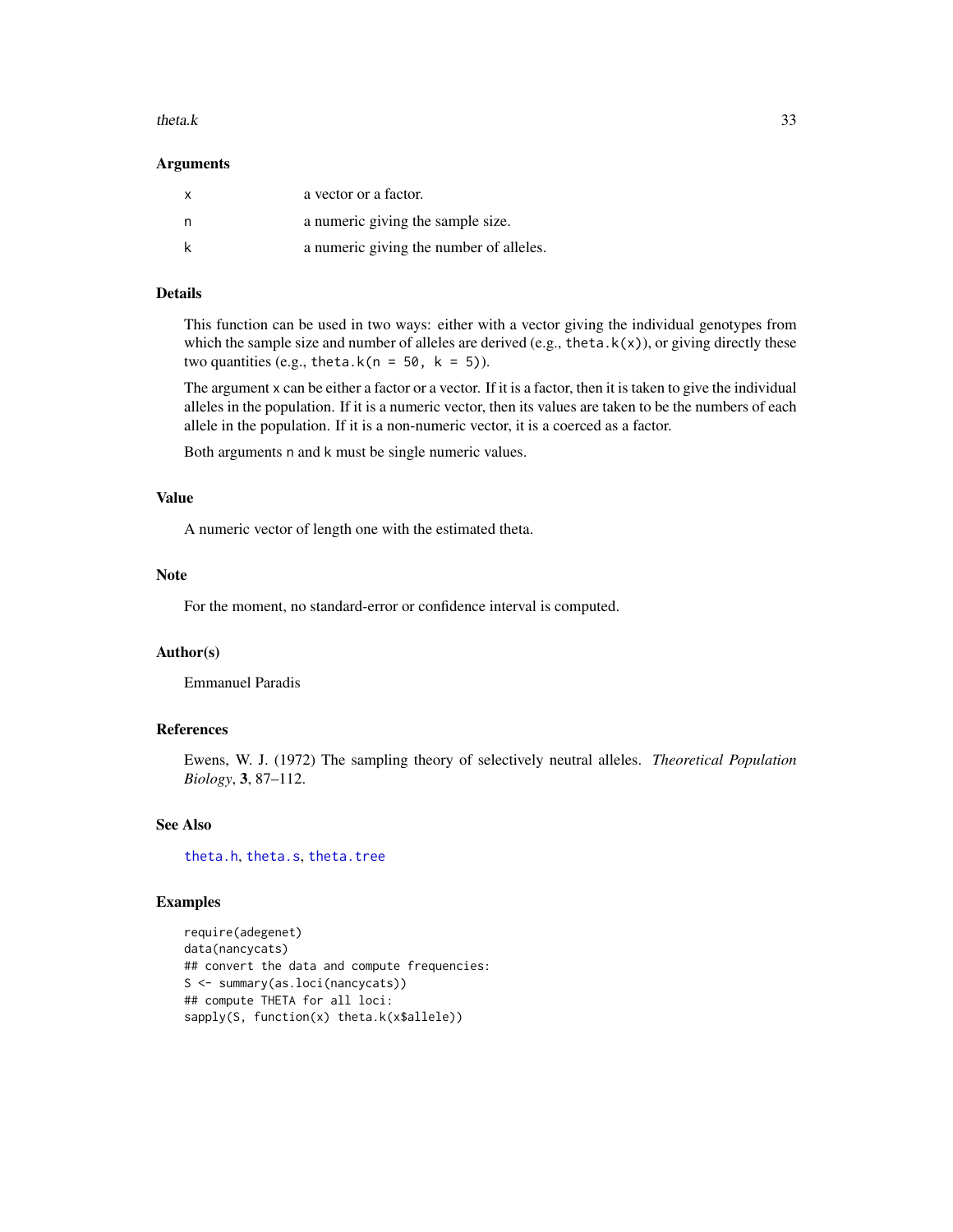## Arguments

| | |
|---|---|
| x | a vector or a factor. |
| n | a numeric giving the sample size. |
| k | a numeric giving the number of alleles. |

## Details

This function can be used in two ways: either with a vector giving the individual genotypes from which the sample size and number of alleles are derived (e.g., `theta.k(x)`), or giving directly these two quantities (e.g., `theta.k(n = 50, k = 5)`).

The argument `x` can be either a factor or a vector. If it is a factor, then it is taken to give the individual alleles in the population. If it is a numeric vector, then its values are taken to be the numbers of each allele in the population. If it is a non-numeric vector, it is a coerced as a factor.

Both arguments `n` and `k` must be single numeric values.

## Value

A numeric vector of length one with the estimated theta.

## Note

For the moment, no standard-error or confidence interval is computed.

## Author(s)

Emmanuel Paradis

## References

Ewens, W. J. (1972) The sampling theory of selectively neutral alleles. *Theoretical Population Biology*, **3**, 87–112.

## See Also

`theta.h`, `theta.s`, `theta.tree`

## Examples

```
require(adegenet)
data(nancycats)
## convert the data and compute frequencies:
S <- summary(as.loci(nancycats))
## compute THETA for all loci:
sapply(S, function(x) theta.k(x$allele))
```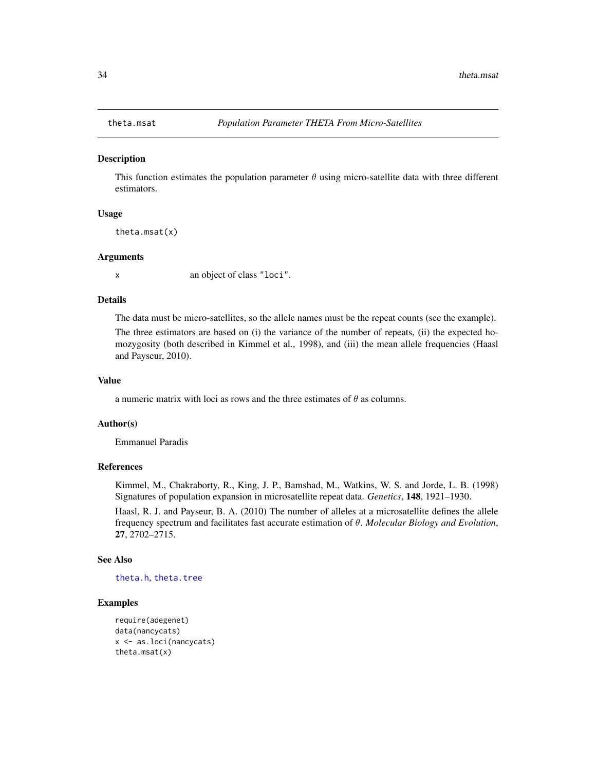## theta.msat *Population Parameter THETA From Micro-Satellites*

### Description

This function estimates the population parameter $\theta$ using micro-satellite data with three different estimators.

### Usage

```
theta.msat(x)
```

### Arguments

`x` an object of class `"loci"`.

### Details

The data must be micro-satellites, so the allele names must be the repeat counts (see the example).

The three estimators are based on (i) the variance of the number of repeats, (ii) the expected homozygosity (both described in Kimmel et al., 1998), and (iii) the mean allele frequencies (Haasl and Payseur, 2010).

### Value

a numeric matrix with loci as rows and the three estimates of $\theta$ as columns.

### Author(s)

Emmanuel Paradis

### References

Kimmel, M., Chakraborty, R., King, J. P., Bamshad, M., Watkins, W. S. and Jorde, L. B. (1998) Signatures of population expansion in microsatellite repeat data. *Genetics*, **148**, 1921–1930.

Haasl, R. J. and Payseur, B. A. (2010) The number of alleles at a microsatellite defines the allele frequency spectrum and facilitates fast accurate estimation of $\theta$. *Molecular Biology and Evolution*, **27**, 2702–2715.

### See Also

`theta.h`, `theta.tree`

### Examples

```
require(adegenet)
data(nancycats)
x <- as.loci(nancycats)
theta.msat(x)
```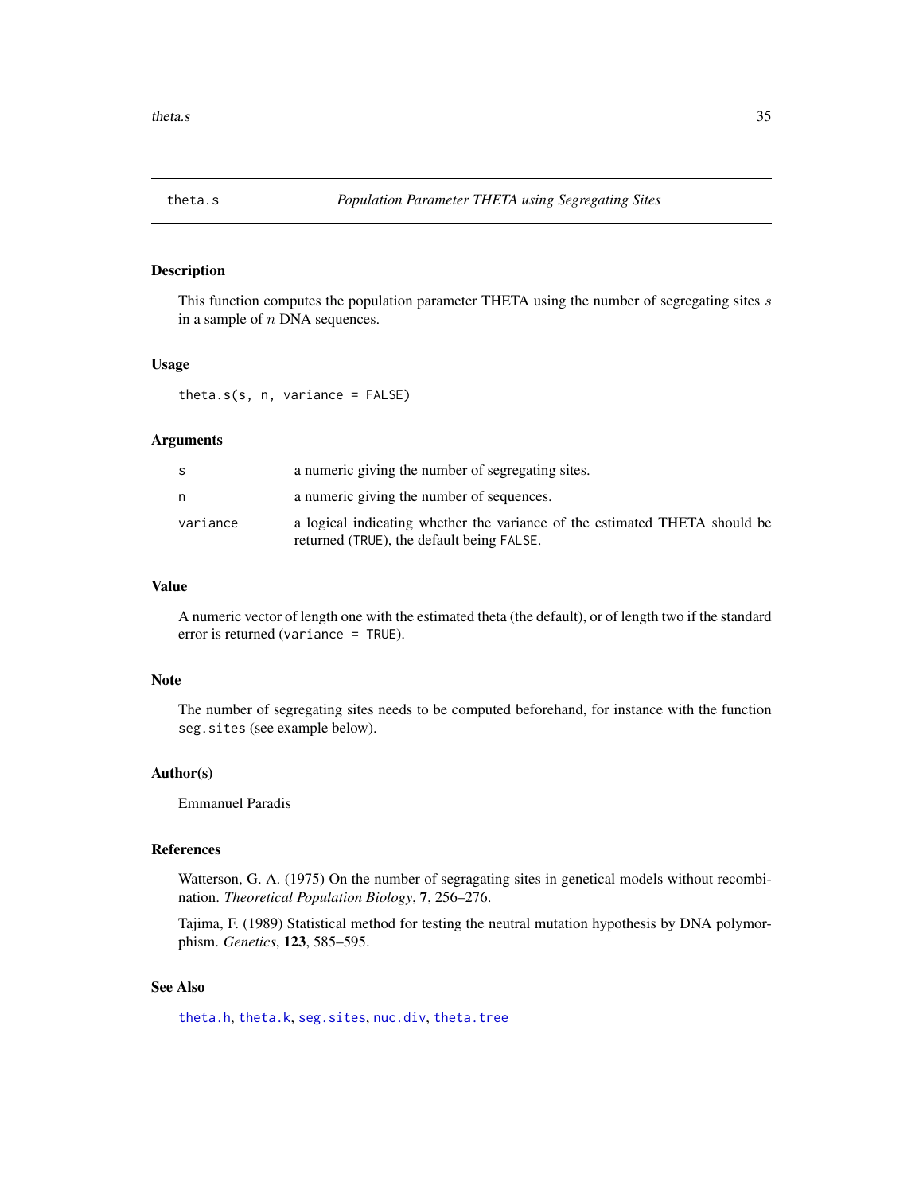# theta.s — *Population Parameter THETA using Segregating Sites*

## Description

This function computes the population parameter THETA using the number of segregating sites $s$ in a sample of $n$ DNA sequences.

## Usage

```
theta.s(s, n, variance = FALSE)
```

## Arguments

| | |
|---|---|
| `s` | a numeric giving the number of segregating sites. |
| `n` | a numeric giving the number of sequences. |
| `variance` | a logical indicating whether the variance of the estimated THETA should be returned (`TRUE`), the default being `FALSE`. |

## Value

A numeric vector of length one with the estimated theta (the default), or of length two if the standard error is returned (`variance = TRUE`).

## Note

The number of segregating sites needs to be computed beforehand, for instance with the function `seg.sites` (see example below).

## Author(s)

Emmanuel Paradis

## References

Watterson, G. A. (1975) On the number of segragating sites in genetical models without recombination. *Theoretical Population Biology*, **7**, 256–276.

Tajima, F. (1989) Statistical method for testing the neutral mutation hypothesis by DNA polymorphism. *Genetics*, **123**, 585–595.

## See Also

`theta.h`, `theta.k`, `seg.sites`, `nuc.div`, `theta.tree`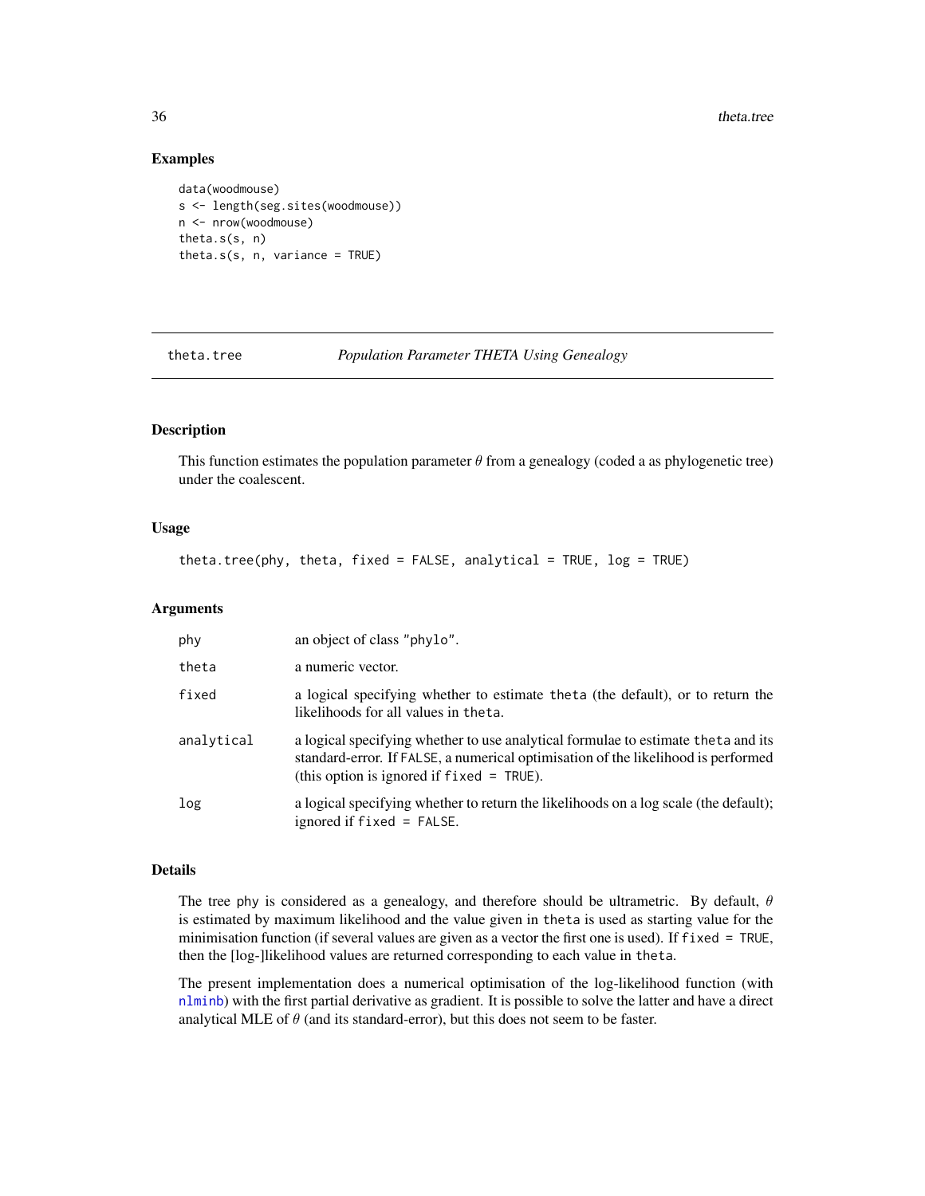## Examples

```
data(woodmouse)
s <- length(seg.sites(woodmouse))
n <- nrow(woodmouse)
theta.s(s, n)
theta.s(s, n, variance = TRUE)
```

---

# theta.tree — *Population Parameter THETA Using Genealogy*

---

## Description

This function estimates the population parameter $\theta$ from a genealogy (coded a as phylogenetic tree) under the coalescent.

## Usage

```
theta.tree(phy, theta, fixed = FALSE, analytical = TRUE, log = TRUE)
```

## Arguments

| | |
|---|---|
| `phy` | an object of class `"phylo"`. |
| `theta` | a numeric vector. |
| `fixed` | a logical specifying whether to estimate `theta` (the default), or to return the likelihoods for all values in `theta`. |
| `analytical` | a logical specifying whether to use analytical formulae to estimate `theta` and its standard-error. If `FALSE`, a numerical optimisation of the likelihood is performed (this option is ignored if `fixed = TRUE`). |
| `log` | a logical specifying whether to return the likelihoods on a log scale (the default); ignored if `fixed = FALSE`. |

## Details

The tree `phy` is considered as a genealogy, and therefore should be ultrametric. By default, $\theta$ is estimated by maximum likelihood and the value given in `theta` is used as starting value for the minimisation function (if several values are given as a vector the first one is used). If `fixed = TRUE`, then the [log-]likelihood values are returned corresponding to each value in `theta`.

The present implementation does a numerical optimisation of the log-likelihood function (with `nlminb`) with the first partial derivative as gradient. It is possible to solve the latter and have a direct analytical MLE of $\theta$ (and its standard-error), but this does not seem to be faster.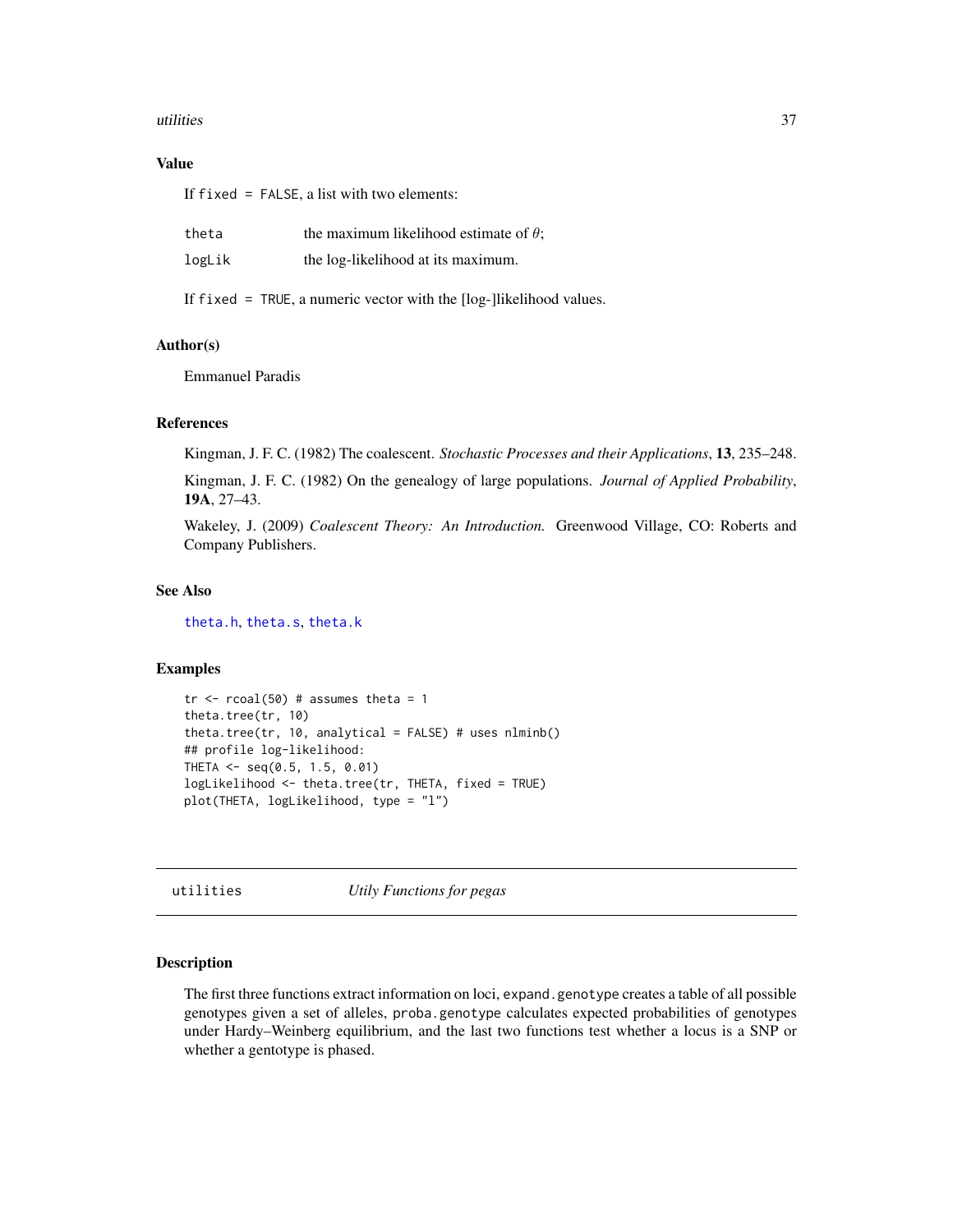### Value

If `fixed = FALSE`, a list with two elements:

| | |
|---|---|
| `theta` | the maximum likelihood estimate of $\theta$; |
| `logLik` | the log-likelihood at its maximum. |

If `fixed = TRUE`, a numeric vector with the [log-]likelihood values.

### Author(s)

Emmanuel Paradis

### References

Kingman, J. F. C. (1982) The coalescent. *Stochastic Processes and their Applications*, **13**, 235–248.

Kingman, J. F. C. (1982) On the genealogy of large populations. *Journal of Applied Probability*, **19A**, 27–43.

Wakeley, J. (2009) *Coalescent Theory: An Introduction.* Greenwood Village, CO: Roberts and Company Publishers.

### See Also

`theta.h`, `theta.s`, `theta.k`

### Examples

```
tr <- rcoal(50) # assumes theta = 1
theta.tree(tr, 10)
theta.tree(tr, 10, analytical = FALSE) # uses nlminb()
## profile log-likelihood:
THETA <- seq(0.5, 1.5, 0.01)
logLikelihood <- theta.tree(tr, THETA, fixed = TRUE)
plot(THETA, logLikelihood, type = "l")
```

## utilities — *Utily Functions for pegas*

### Description

The first three functions extract information on loci, `expand.genotype` creates a table of all possible genotypes given a set of alleles, `proba.genotype` calculates expected probabilities of genotypes under Hardy–Weinberg equilibrium, and the last two functions test whether a locus is a SNP or whether a gentotype is phased.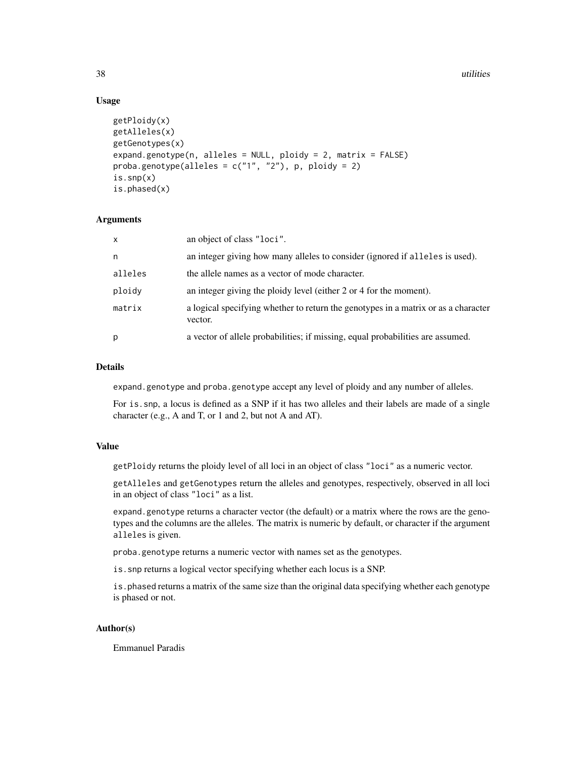## Usage

```
getPloidy(x)
getAlleles(x)
getGenotypes(x)
expand.genotype(n, alleles = NULL, ploidy = 2, matrix = FALSE)
proba.genotype(alleles = c("1", "2"), p, ploidy = 2)
is.snp(x)
is.phased(x)
```

## Arguments

| | |
|---|---|
| `x` | an object of class `"loci"`. |
| `n` | an integer giving how many alleles to consider (ignored if `alleles` is used). |
| `alleles` | the allele names as a vector of mode character. |
| `ploidy` | an integer giving the ploidy level (either 2 or 4 for the moment). |
| `matrix` | a logical specifying whether to return the genotypes in a matrix or as a character vector. |
| `p` | a vector of allele probabilities; if missing, equal probabilities are assumed. |

## Details

`expand.genotype` and `proba.genotype` accept any level of ploidy and any number of alleles.

For `is.snp`, a locus is defined as a SNP if it has two alleles and their labels are made of a single character (e.g., A and T, or 1 and 2, but not A and AT).

## Value

`getPloidy` returns the ploidy level of all loci in an object of class `"loci"` as a numeric vector.

`getAlleles` and `getGenotypes` return the alleles and genotypes, respectively, observed in all loci in an object of class `"loci"` as a list.

`expand.genotype` returns a character vector (the default) or a matrix where the rows are the genotypes and the columns are the alleles. The matrix is numeric by default, or character if the argument `alleles` is given.

`proba.genotype` returns a numeric vector with names set as the genotypes.

`is.snp` returns a logical vector specifying whether each locus is a SNP.

`is.phased` returns a matrix of the same size than the original data specifying whether each genotype is phased or not.

## Author(s)

Emmanuel Paradis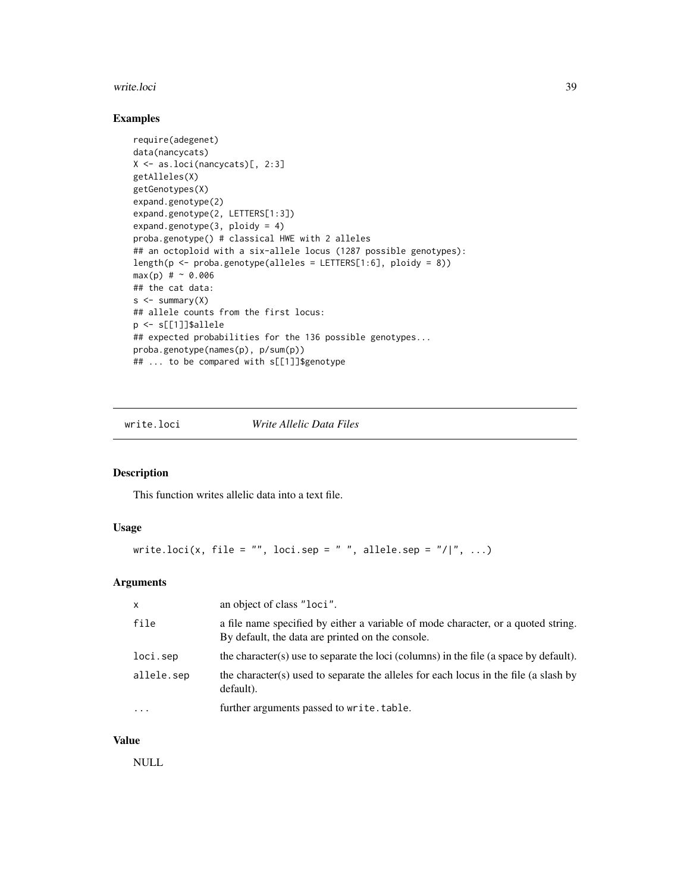### Examples

```
require(adegenet)
data(nancycats)
X <- as.loci(nancycats)[, 2:3]
getAlleles(X)
getGenotypes(X)
expand.genotype(2)
expand.genotype(2, LETTERS[1:3])
expand.genotype(3, ploidy = 4)
proba.genotype() # classical HWE with 2 alleles
## an octoploid with a six-allele locus (1287 possible genotypes):
length(p <- proba.genotype(alleles = LETTERS[1:6], ploidy = 8))
max(p) # ~ 0.006
## the cat data:
s <- summary(X)
## allele counts from the first locus:
p <- s[[1]]$allele
## expected probabilities for the 136 possible genotypes...
proba.genotype(names(p), p/sum(p))
## ... to be compared with s[[1]]$genotype
```

## write.loci *Write Allelic Data Files*

### Description

This function writes allelic data into a text file.

### Usage

```
write.loci(x, file = "", loci.sep = " ", allele.sep = "/|", ...)
```

### Arguments

| | |
|---|---|
| `x` | an object of class "loci". |
| `file` | a file name specified by either a variable of mode character, or a quoted string. By default, the data are printed on the console. |
| `loci.sep` | the character(s) use to separate the loci (columns) in the file (a space by default). |
| `allele.sep` | the character(s) used to separate the alleles for each locus in the file (a slash by default). |
| `...` | further arguments passed to `write.table`. |

### Value

NULL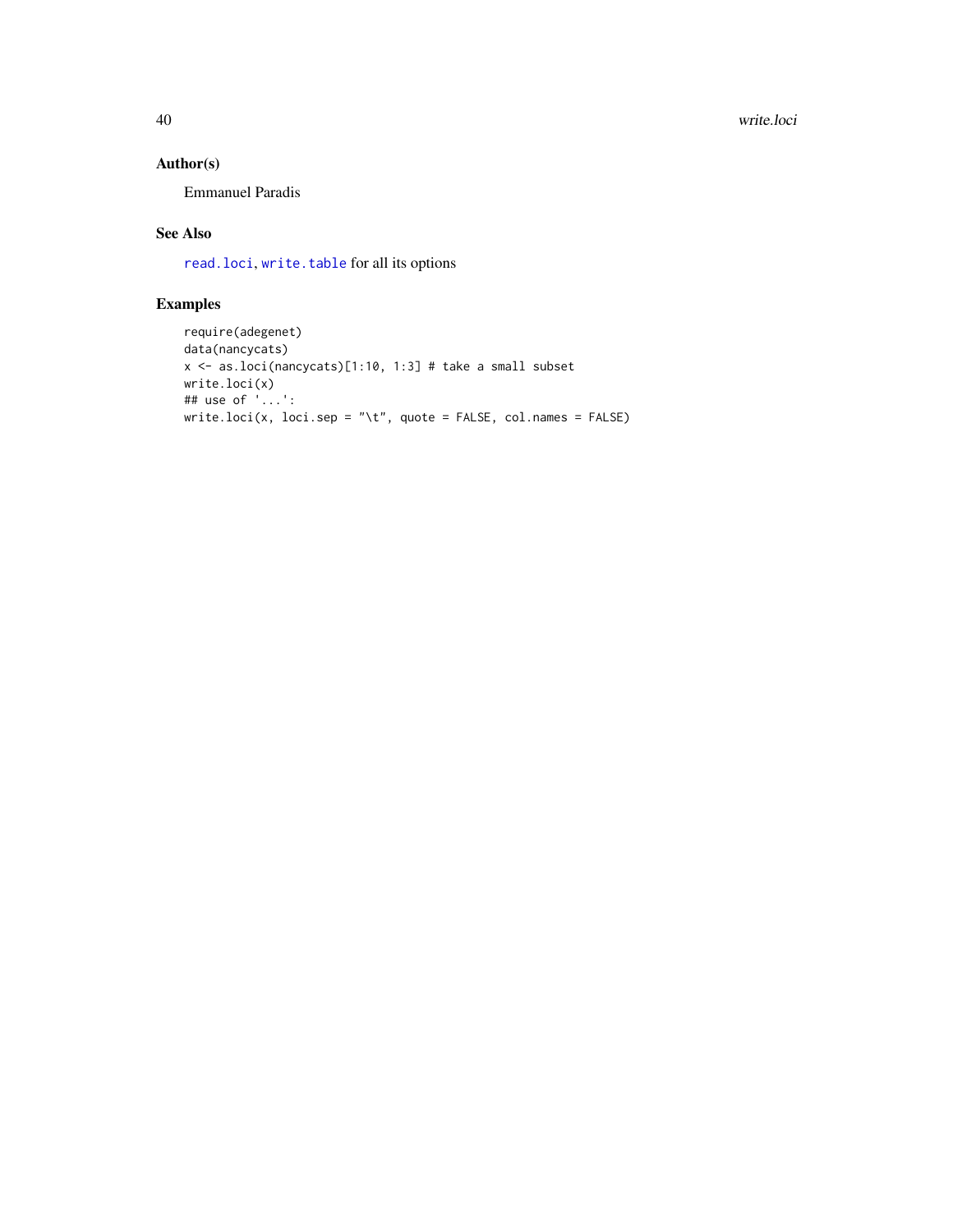## Author(s)

Emmanuel Paradis

## See Also

read.loci, write.table for all its options

## Examples

```
require(adegenet)
data(nancycats)
x <- as.loci(nancycats)[1:10, 1:3] # take a small subset
write.loci(x)
## use of '...':
write.loci(x, loci.sep = "\t", quote = FALSE, col.names = FALSE)
```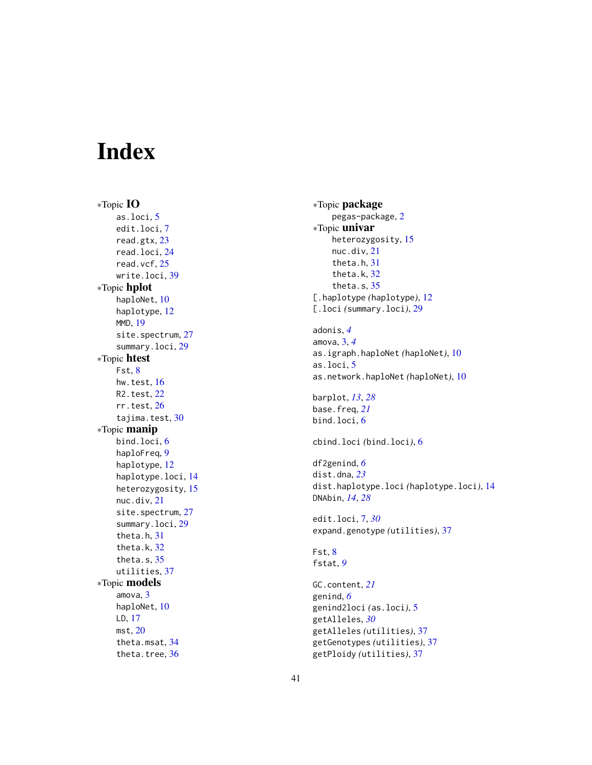# Index

∗Topic **IO**
- as.loci, 5
- edit.loci, 7
- read.gtx, 23
- read.loci, 24
- read.vcf, 25
- write.loci, 39

∗Topic **hplot**
- haploNet, 10
- haplotype, 12
- MMD, 19
- site.spectrum, 27
- summary.loci, 29

∗Topic **htest**
- Fst, 8
- hw.test, 16
- R2.test, 22
- rr.test, 26
- tajima.test, 30

∗Topic **manip**
- bind.loci, 6
- haploFreq, 9
- haplotype, 12
- haplotype.loci, 14
- heterozygosity, 15
- nuc.div, 21
- site.spectrum, 27
- summary.loci, 29
- theta.h, 31
- theta.k, 32
- theta.s, 35
- utilities, 37

∗Topic **models**
- amova, 3
- haploNet, 10
- LD, 17
- mst, 20
- theta.msat, 34
- theta.tree, 36

∗Topic **package**
- pegas-package, 2

∗Topic **univar**
- heterozygosity, 15
- nuc.div, 21
- theta.h, 31
- theta.k, 32
- theta.s, 35

[.haplotype *(*haplotype*)*, 12
[.loci *(*summary.loci*)*, 29

adonis, *4*
amova, 3, *4*
as.igraph.haploNet *(*haploNet*)*, 10
as.loci, 5
as.network.haploNet *(*haploNet*)*, 10

barplot, *13*, *28*
base.freq, *21*
bind.loci, 6

cbind.loci *(*bind.loci*)*, 6

df2genind, *6*
dist.dna, *23*
dist.haplotype.loci *(*haplotype.loci*)*, 14
DNAbin, *14*, *28*

edit.loci, 7, *30*
expand.genotype *(*utilities*)*, 37

Fst, 8
fstat, *9*

GC.content, *21*
genind, *6*
genind2loci *(*as.loci*)*, 5
getAlleles, *30*
getAlleles *(*utilities*)*, 37
getGenotypes *(*utilities*)*, 37
getPloidy *(*utilities*)*, 37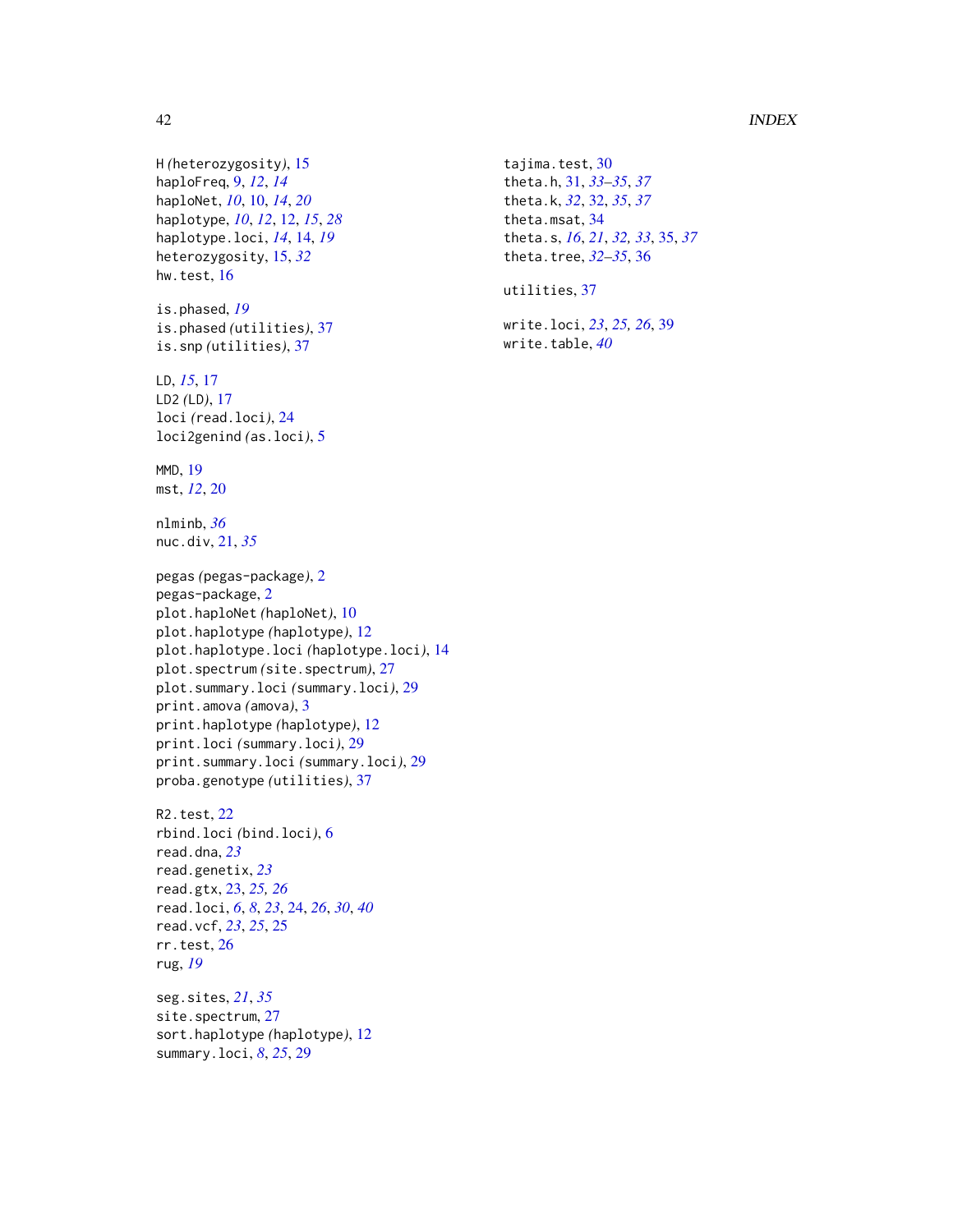H (heterozygosity), 15
haploFreq, 9, *12*, *14*
haploNet, *10*, 10, *14*, *20*
haplotype, *10*, *12*, 12, *15*, *28*
haplotype.loci, *14*, 14, *19*
heterozygosity, 15, *32*
hw.test, 16

is.phased, *19*
is.phased (utilities), 37
is.snp (utilities), 37

LD, *15*, 17
LD2 (LD), 17
loci (read.loci), 24
loci2genind (as.loci), 5

MMD, 19
mst, *12*, 20

nlminb, *36*
nuc.div, 21, *35*

pegas (pegas-package), 2
pegas-package, 2
plot.haploNet (haploNet), 10
plot.haplotype (haplotype), 12
plot.haplotype.loci (haplotype.loci), 14
plot.spectrum (site.spectrum), 27
plot.summary.loci (summary.loci), 29
print.amova (amova), 3
print.haplotype (haplotype), 12
print.loci (summary.loci), 29
print.summary.loci (summary.loci), 29
proba.genotype (utilities), 37

R2.test, 22
rbind.loci (bind.loci), 6
read.dna, *23*
read.genetix, *23*
read.gtx, 23, *25, 26*
read.loci, *6*, *8*, *23*, 24, *26*, *30*, *40*
read.vcf, *23*, *25*, 25
rr.test, 26
rug, *19*

seg.sites, *21*, *35*
site.spectrum, 27
sort.haplotype (haplotype), 12
summary.loci, *8*, *25*, 29

tajima.test, 30
theta.h, 31, *33–35*, *37*
theta.k, *32*, 32, *35*, *37*
theta.msat, 34
theta.s, *16*, *21*, *32, 33*, 35, *37*
theta.tree, *32–35*, 36

utilities, 37

write.loci, *23*, *25, 26*, 39
write.table, *40*